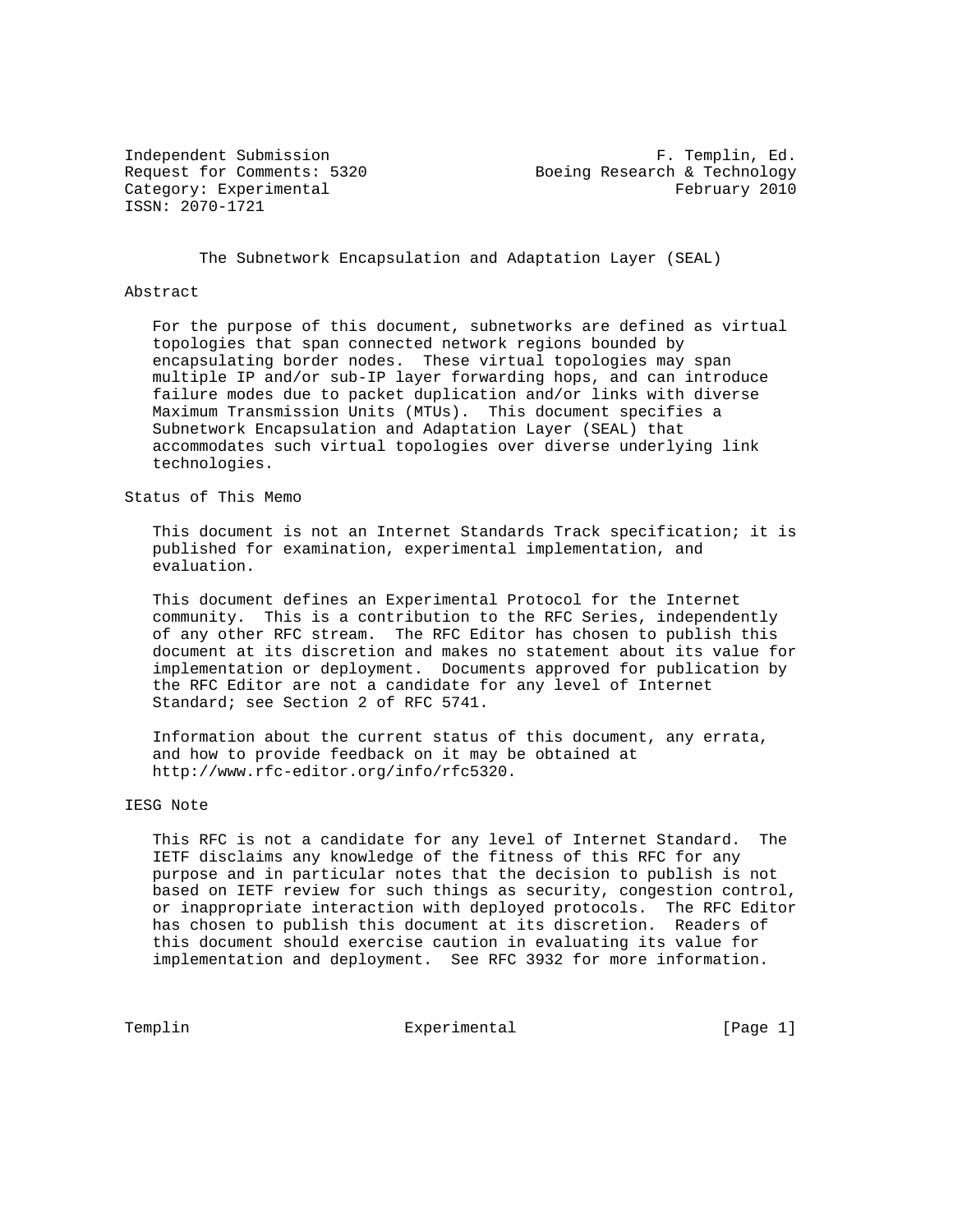Independent Submission F. Templin, Ed.
Request for Comments: 5320 Boeing Research & Technology
Category: Experimental February 2010
ISSN: 2070-1721

# The Subnetwork Encapsulation and Adaptation Layer (SEAL)

## Abstract

For the purpose of this document, subnetworks are defined as virtual topologies that span connected network regions bounded by encapsulating border nodes. These virtual topologies may span multiple IP and/or sub-IP layer forwarding hops, and can introduce failure modes due to packet duplication and/or links with diverse Maximum Transmission Units (MTUs). This document specifies a Subnetwork Encapsulation and Adaptation Layer (SEAL) that accommodates such virtual topologies over diverse underlying link technologies.

## Status of This Memo

This document is not an Internet Standards Track specification; it is published for examination, experimental implementation, and evaluation.

This document defines an Experimental Protocol for the Internet community. This is a contribution to the RFC Series, independently of any other RFC stream. The RFC Editor has chosen to publish this document at its discretion and makes no statement about its value for implementation or deployment. Documents approved for publication by the RFC Editor are not a candidate for any level of Internet Standard; see Section 2 of RFC 5741.

Information about the current status of this document, any errata, and how to provide feedback on it may be obtained at http://www.rfc-editor.org/info/rfc5320.

## IESG Note

This RFC is not a candidate for any level of Internet Standard. The IETF disclaims any knowledge of the fitness of this RFC for any purpose and in particular notes that the decision to publish is not based on IETF review for such things as security, congestion control, or inappropriate interaction with deployed protocols. The RFC Editor has chosen to publish this document at its discretion. Readers of this document should exercise caution in evaluating its value for implementation and deployment. See RFC 3932 for more information.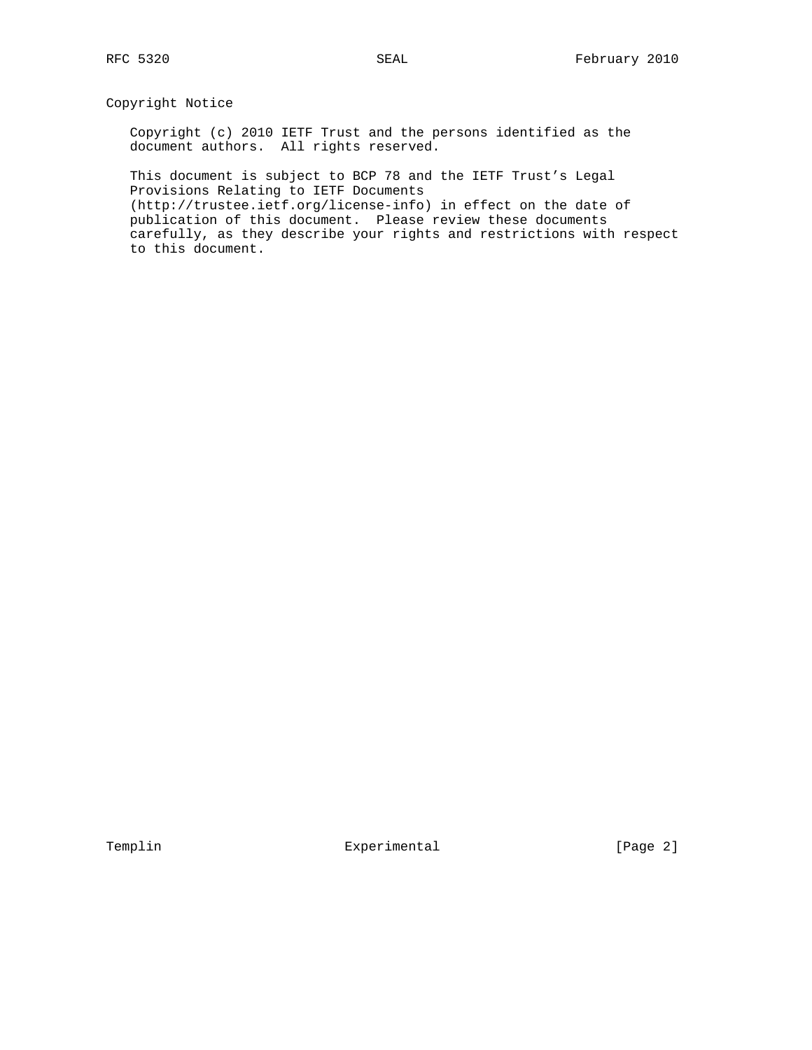## Copyright Notice

Copyright (c) 2010 IETF Trust and the persons identified as the document authors. All rights reserved.

This document is subject to BCP 78 and the IETF Trust's Legal Provisions Relating to IETF Documents (http://trustee.ietf.org/license-info) in effect on the date of publication of this document. Please review these documents carefully, as they describe your rights and restrictions with respect to this document.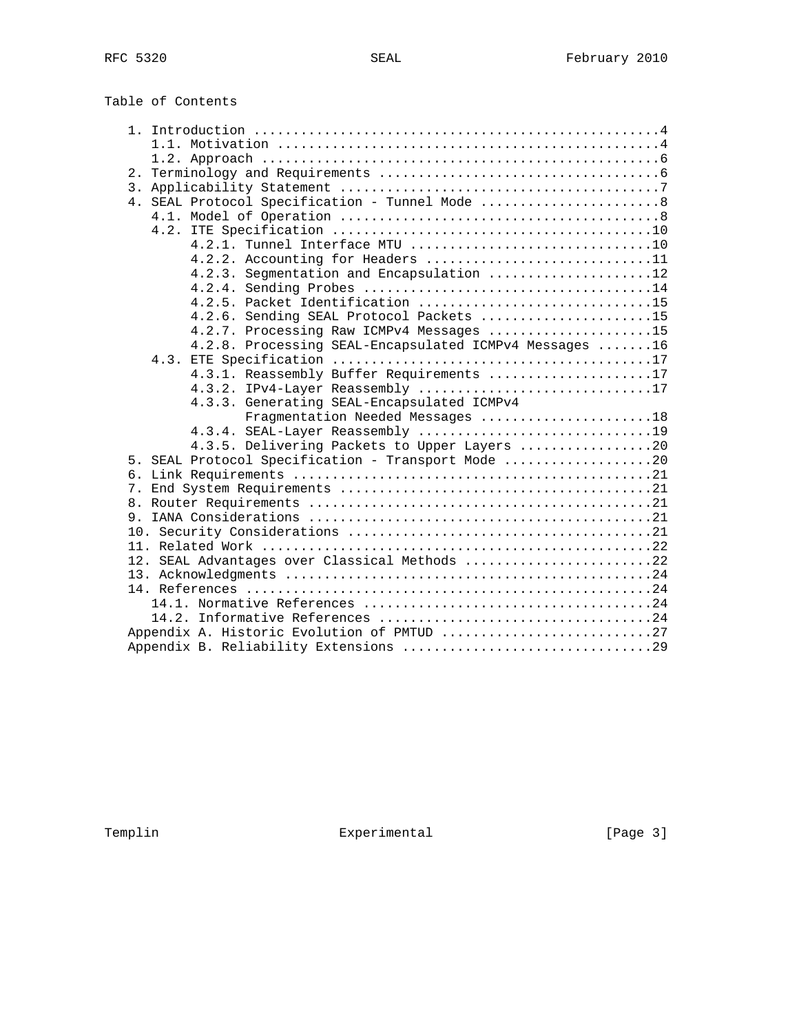## Table of Contents

- 1. Introduction ....................................................4
  - 1.1. Motivation .................................................4
  - 1.2. Approach ...................................................6
- 2. Terminology and Requirements ....................................6
- 3. Applicability Statement .........................................7
- 4. SEAL Protocol Specification - Tunnel Mode .......................8
  - 4.1. Model of Operation .........................................8
  - 4.2. ITE Specification .........................................10
    - 4.2.1. Tunnel Interface MTU ..............................10
    - 4.2.2. Accounting for Headers ............................11
    - 4.2.3. Segmentation and Encapsulation ....................12
    - 4.2.4. Sending Probes ....................................14
    - 4.2.5. Packet Identification .............................15
    - 4.2.6. Sending SEAL Protocol Packets .....................15
    - 4.2.7. Processing Raw ICMPv4 Messages ....................15
    - 4.2.8. Processing SEAL-Encapsulated ICMPv4 Messages .......16
  - 4.3. ETE Specification .........................................17
    - 4.3.1. Reassembly Buffer Requirements ....................17
    - 4.3.2. IPv4-Layer Reassembly .............................17
    - 4.3.3. Generating SEAL-Encapsulated ICMPv4 Fragmentation Needed Messages ......................18
    - 4.3.4. SEAL-Layer Reassembly .............................19
    - 4.3.5. Delivering Packets to Upper Layers .................20
- 5. SEAL Protocol Specification - Transport Mode ...................20
- 6. Link Requirements .............................................21
- 7. End System Requirements .......................................21
- 8. Router Requirements ...........................................21
- 9. IANA Considerations ...........................................21
- 10. Security Considerations ......................................21
- 11. Related Work .................................................22
- 12. SEAL Advantages over Classical Methods ........................22
- 13. Acknowledgments ..............................................24
- 14. References ...................................................24
  - 14.1. Normative References .....................................24
  - 14.2. Informative References ...................................24
- Appendix A. Historic Evolution of PMTUD ...........................27
- Appendix B. Reliability Extensions ................................29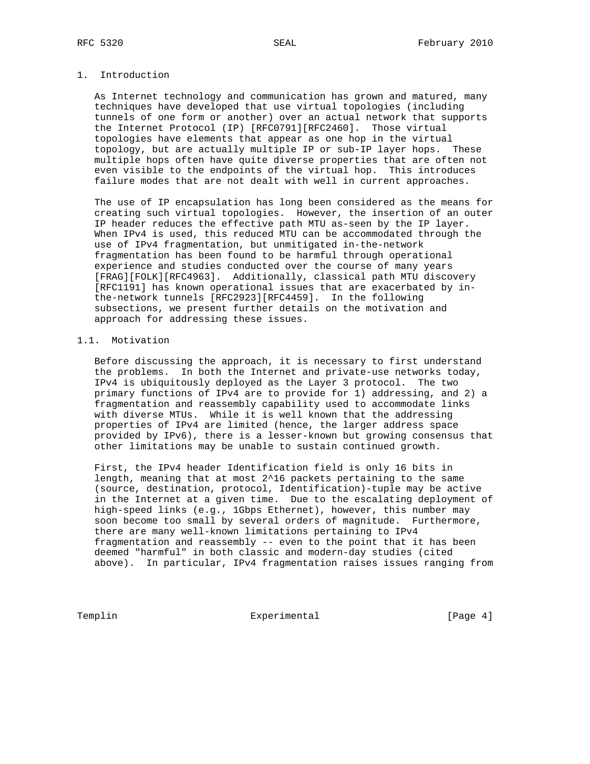# 1. Introduction

As Internet technology and communication has grown and matured, many techniques have developed that use virtual topologies (including tunnels of one form or another) over an actual network that supports the Internet Protocol (IP) [RFC0791][RFC2460]. Those virtual topologies have elements that appear as one hop in the virtual topology, but are actually multiple IP or sub-IP layer hops. These multiple hops often have quite diverse properties that are often not even visible to the endpoints of the virtual hop. This introduces failure modes that are not dealt with well in current approaches.

The use of IP encapsulation has long been considered as the means for creating such virtual topologies. However, the insertion of an outer IP header reduces the effective path MTU as-seen by the IP layer. When IPv4 is used, this reduced MTU can be accommodated through the use of IPv4 fragmentation, but unmitigated in-the-network fragmentation has been found to be harmful through operational experience and studies conducted over the course of many years [FRAG][FOLK][RFC4963]. Additionally, classical path MTU discovery [RFC1191] has known operational issues that are exacerbated by in-the-network tunnels [RFC2923][RFC4459]. In the following subsections, we present further details on the motivation and approach for addressing these issues.

## 1.1. Motivation

Before discussing the approach, it is necessary to first understand the problems. In both the Internet and private-use networks today, IPv4 is ubiquitously deployed as the Layer 3 protocol. The two primary functions of IPv4 are to provide for 1) addressing, and 2) a fragmentation and reassembly capability used to accommodate links with diverse MTUs. While it is well known that the addressing properties of IPv4 are limited (hence, the larger address space provided by IPv6), there is a lesser-known but growing consensus that other limitations may be unable to sustain continued growth.

First, the IPv4 header Identification field is only 16 bits in length, meaning that at most 2^16 packets pertaining to the same (source, destination, protocol, Identification)-tuple may be active in the Internet at a given time. Due to the escalating deployment of high-speed links (e.g., 1Gbps Ethernet), however, this number may soon become too small by several orders of magnitude. Furthermore, there are many well-known limitations pertaining to IPv4 fragmentation and reassembly -- even to the point that it has been deemed "harmful" in both classic and modern-day studies (cited above). In particular, IPv4 fragmentation raises issues ranging from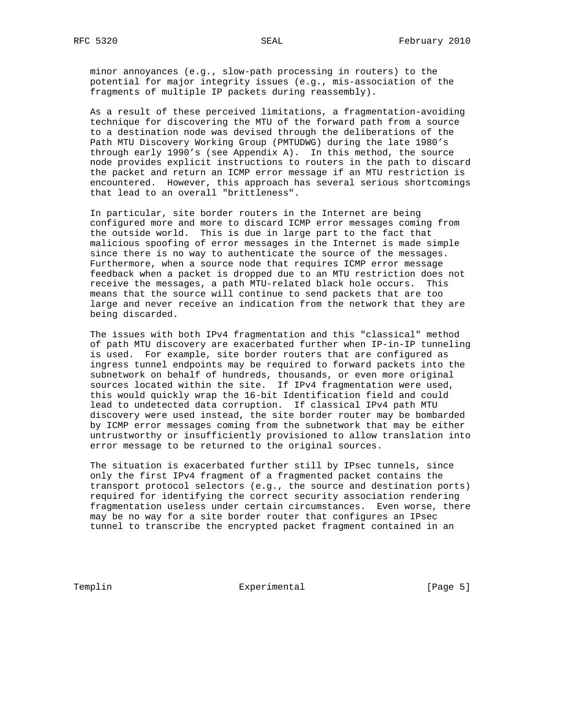minor annoyances (e.g., slow-path processing in routers) to the potential for major integrity issues (e.g., mis-association of the fragments of multiple IP packets during reassembly).

As a result of these perceived limitations, a fragmentation-avoiding technique for discovering the MTU of the forward path from a source to a destination node was devised through the deliberations of the Path MTU Discovery Working Group (PMTUDWG) during the late 1980's through early 1990's (see Appendix A). In this method, the source node provides explicit instructions to routers in the path to discard the packet and return an ICMP error message if an MTU restriction is encountered. However, this approach has several serious shortcomings that lead to an overall "brittleness".

In particular, site border routers in the Internet are being configured more and more to discard ICMP error messages coming from the outside world. This is due in large part to the fact that malicious spoofing of error messages in the Internet is made simple since there is no way to authenticate the source of the messages. Furthermore, when a source node that requires ICMP error message feedback when a packet is dropped due to an MTU restriction does not receive the messages, a path MTU-related black hole occurs. This means that the source will continue to send packets that are too large and never receive an indication from the network that they are being discarded.

The issues with both IPv4 fragmentation and this "classical" method of path MTU discovery are exacerbated further when IP-in-IP tunneling is used. For example, site border routers that are configured as ingress tunnel endpoints may be required to forward packets into the subnetwork on behalf of hundreds, thousands, or even more original sources located within the site. If IPv4 fragmentation were used, this would quickly wrap the 16-bit Identification field and could lead to undetected data corruption. If classical IPv4 path MTU discovery were used instead, the site border router may be bombarded by ICMP error messages coming from the subnetwork that may be either untrustworthy or insufficiently provisioned to allow translation into error message to be returned to the original sources.

The situation is exacerbated further still by IPsec tunnels, since only the first IPv4 fragment of a fragmented packet contains the transport protocol selectors (e.g., the source and destination ports) required for identifying the correct security association rendering fragmentation useless under certain circumstances. Even worse, there may be no way for a site border router that configures an IPsec tunnel to transcribe the encrypted packet fragment contained in an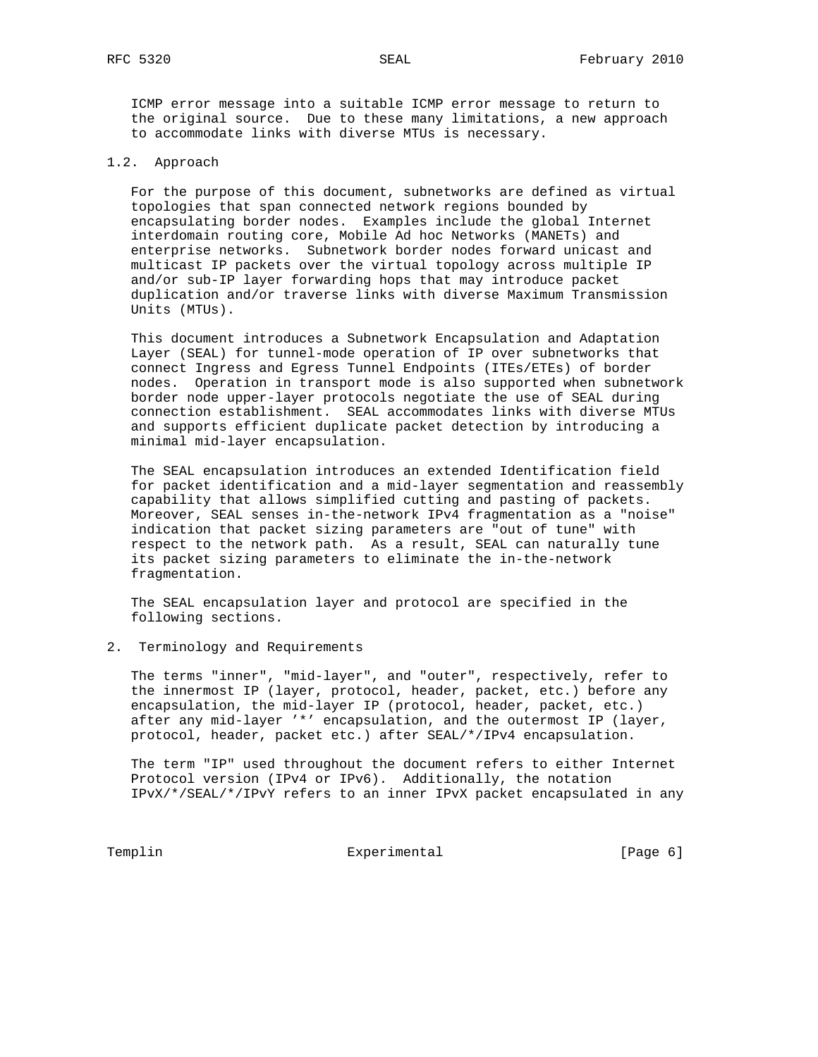ICMP error message into a suitable ICMP error message to return to the original source. Due to these many limitations, a new approach to accommodate links with diverse MTUs is necessary.

### 1.2. Approach

For the purpose of this document, subnetworks are defined as virtual topologies that span connected network regions bounded by encapsulating border nodes. Examples include the global Internet interdomain routing core, Mobile Ad hoc Networks (MANETs) and enterprise networks. Subnetwork border nodes forward unicast and multicast IP packets over the virtual topology across multiple IP and/or sub-IP layer forwarding hops that may introduce packet duplication and/or traverse links with diverse Maximum Transmission Units (MTUs).

This document introduces a Subnetwork Encapsulation and Adaptation Layer (SEAL) for tunnel-mode operation of IP over subnetworks that connect Ingress and Egress Tunnel Endpoints (ITEs/ETEs) of border nodes. Operation in transport mode is also supported when subnetwork border node upper-layer protocols negotiate the use of SEAL during connection establishment. SEAL accommodates links with diverse MTUs and supports efficient duplicate packet detection by introducing a minimal mid-layer encapsulation.

The SEAL encapsulation introduces an extended Identification field for packet identification and a mid-layer segmentation and reassembly capability that allows simplified cutting and pasting of packets. Moreover, SEAL senses in-the-network IPv4 fragmentation as a "noise" indication that packet sizing parameters are "out of tune" with respect to the network path. As a result, SEAL can naturally tune its packet sizing parameters to eliminate the in-the-network fragmentation.

The SEAL encapsulation layer and protocol are specified in the following sections.

## 2. Terminology and Requirements

The terms "inner", "mid-layer", and "outer", respectively, refer to the innermost IP (layer, protocol, header, packet, etc.) before any encapsulation, the mid-layer IP (protocol, header, packet, etc.) after any mid-layer '*' encapsulation, and the outermost IP (layer, protocol, header, packet etc.) after SEAL/*/IPv4 encapsulation.

The term "IP" used throughout the document refers to either Internet Protocol version (IPv4 or IPv6). Additionally, the notation IPvX/*/SEAL/*/IPvY refers to an inner IPvX packet encapsulated in any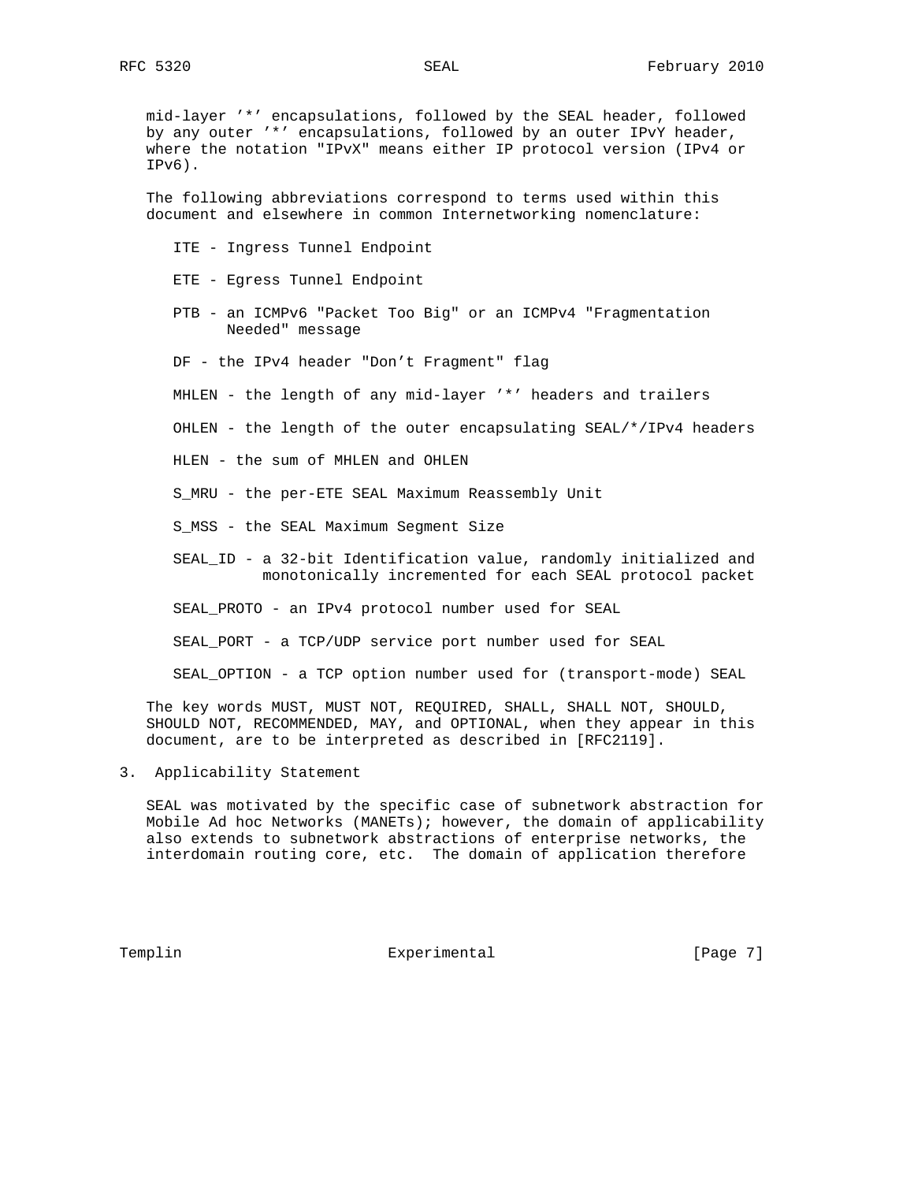mid-layer '*' encapsulations, followed by the SEAL header, followed by any outer '*' encapsulations, followed by an outer IPvY header, where the notation "IPvX" means either IP protocol version (IPv4 or IPv6).

The following abbreviations correspond to terms used within this document and elsewhere in common Internetworking nomenclature:

- ITE - Ingress Tunnel Endpoint
- ETE - Egress Tunnel Endpoint
- PTB - an ICMPv6 "Packet Too Big" or an ICMPv4 "Fragmentation Needed" message
- DF - the IPv4 header "Don't Fragment" flag
- MHLEN - the length of any mid-layer '*' headers and trailers
- OHLEN - the length of the outer encapsulating SEAL/*/IPv4 headers
- HLEN - the sum of MHLEN and OHLEN
- S_MRU - the per-ETE SEAL Maximum Reassembly Unit
- S_MSS - the SEAL Maximum Segment Size
- SEAL_ID - a 32-bit Identification value, randomly initialized and monotonically incremented for each SEAL protocol packet
- SEAL_PROTO - an IPv4 protocol number used for SEAL
- SEAL_PORT - a TCP/UDP service port number used for SEAL
- SEAL_OPTION - a TCP option number used for (transport-mode) SEAL

The key words MUST, MUST NOT, REQUIRED, SHALL, SHALL NOT, SHOULD, SHOULD NOT, RECOMMENDED, MAY, and OPTIONAL, when they appear in this document, are to be interpreted as described in [RFC2119].

## 3. Applicability Statement

SEAL was motivated by the specific case of subnetwork abstraction for Mobile Ad hoc Networks (MANETs); however, the domain of applicability also extends to subnetwork abstractions of enterprise networks, the interdomain routing core, etc. The domain of application therefore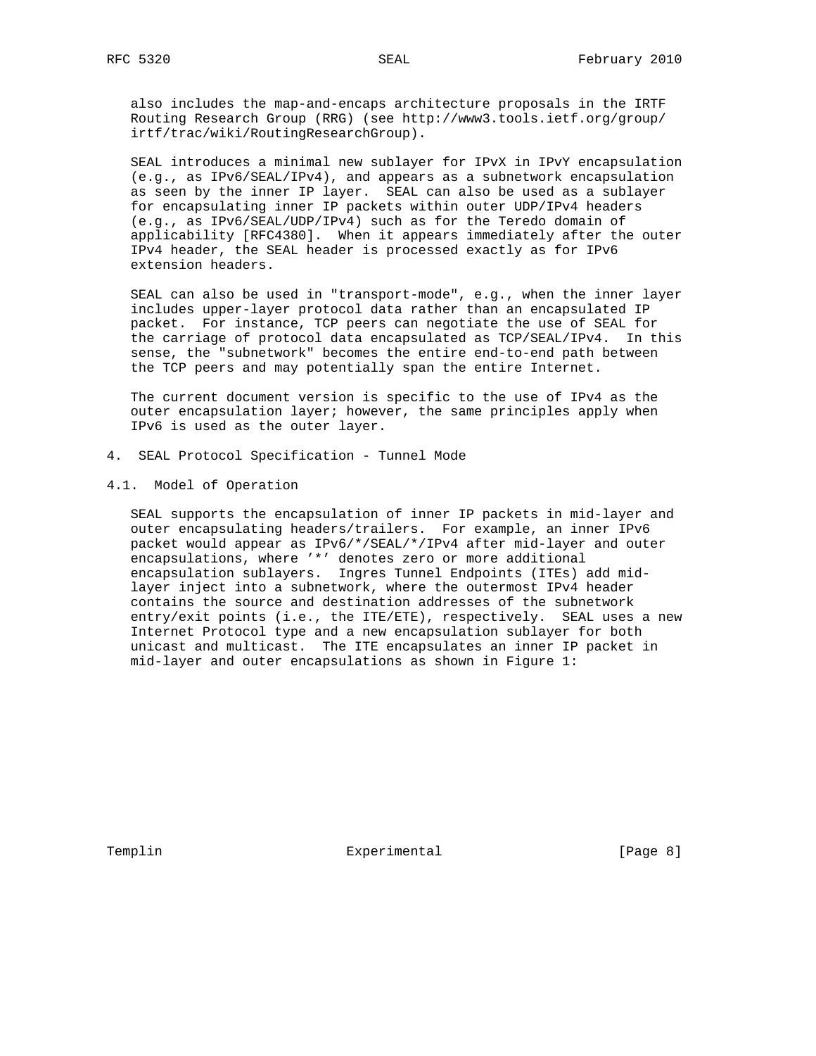also includes the map-and-encaps architecture proposals in the IRTF Routing Research Group (RRG) (see http://www3.tools.ietf.org/group/irtf/trac/wiki/RoutingResearchGroup).

SEAL introduces a minimal new sublayer for IPvX in IPvY encapsulation (e.g., as IPv6/SEAL/IPv4), and appears as a subnetwork encapsulation as seen by the inner IP layer. SEAL can also be used as a sublayer for encapsulating inner IP packets within outer UDP/IPv4 headers (e.g., as IPv6/SEAL/UDP/IPv4) such as for the Teredo domain of applicability [RFC4380]. When it appears immediately after the outer IPv4 header, the SEAL header is processed exactly as for IPv6 extension headers.

SEAL can also be used in "transport-mode", e.g., when the inner layer includes upper-layer protocol data rather than an encapsulated IP packet. For instance, TCP peers can negotiate the use of SEAL for the carriage of protocol data encapsulated as TCP/SEAL/IPv4. In this sense, the "subnetwork" becomes the entire end-to-end path between the TCP peers and may potentially span the entire Internet.

The current document version is specific to the use of IPv4 as the outer encapsulation layer; however, the same principles apply when IPv6 is used as the outer layer.

# 4. SEAL Protocol Specification - Tunnel Mode

## 4.1. Model of Operation

SEAL supports the encapsulation of inner IP packets in mid-layer and outer encapsulating headers/trailers. For example, an inner IPv6 packet would appear as IPv6/*/SEAL/*/IPv4 after mid-layer and outer encapsulations, where '*' denotes zero or more additional encapsulation sublayers. Ingres Tunnel Endpoints (ITEs) add mid-layer inject into a subnetwork, where the outermost IPv4 header contains the source and destination addresses of the subnetwork entry/exit points (i.e., the ITE/ETE), respectively. SEAL uses a new Internet Protocol type and a new encapsulation sublayer for both unicast and multicast. The ITE encapsulates an inner IP packet in mid-layer and outer encapsulations as shown in Figure 1: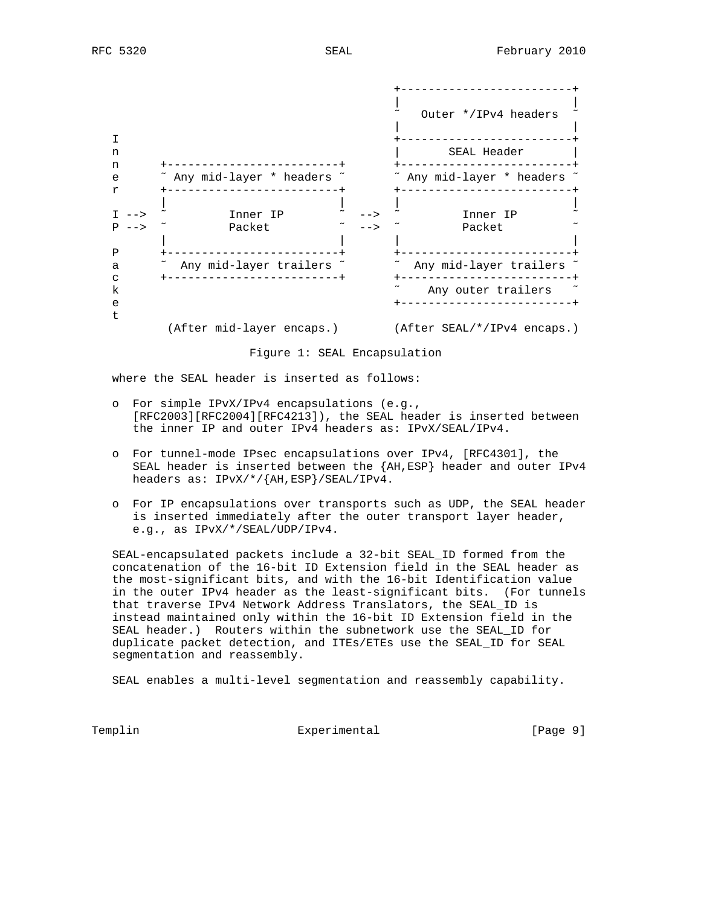```
                                      +-------------------------+
                                      |                         |
                                      ~   Outer */IPv4 headers  ~
                                      |                         |
   I                                  +-------------------------+
   n                                  |       SEAL Header       |
   n      +-------------------------+ +-------------------------+
   e      ~ Any mid-layer * headers ~ ~ Any mid-layer * headers ~
   r      +-------------------------+ +-------------------------+
          |                         | |                         |
   I -->  ~         Inner IP        ~ --> ~       Inner IP            ~
   P -->  ~         Packet          ~ --> ~       Packet              ~
          |                         | |                         |
   P      +-------------------------+ +-------------------------+
   a      ~  Any mid-layer trailers ~ ~  Any mid-layer trailers ~
   c      +-------------------------+ +-------------------------+
   k                                  ~    Any outer trailers   ~
   e                                  +-------------------------+
   t
           (After mid-layer encaps.)   (After SEAL/*/IPv4 encaps.)
```

Figure 1: SEAL Encapsulation

where the SEAL header is inserted as follows:

- For simple IPvX/IPv4 encapsulations (e.g., [RFC2003][RFC2004][RFC4213]), the SEAL header is inserted between the inner IP and outer IPv4 headers as: IPvX/SEAL/IPv4.

- For tunnel-mode IPsec encapsulations over IPv4, [RFC4301], the SEAL header is inserted between the {AH,ESP} header and outer IPv4 headers as: IPvX/*/{AH,ESP}/SEAL/IPv4.

- For IP encapsulations over transports such as UDP, the SEAL header is inserted immediately after the outer transport layer header, e.g., as IPvX/*/SEAL/UDP/IPv4.

SEAL-encapsulated packets include a 32-bit SEAL_ID formed from the concatenation of the 16-bit ID Extension field in the SEAL header as the most-significant bits, and with the 16-bit Identification value in the outer IPv4 header as the least-significant bits. (For tunnels that traverse IPv4 Network Address Translators, the SEAL_ID is instead maintained only within the 16-bit ID Extension field in the SEAL header.) Routers within the subnetwork use the SEAL_ID for duplicate packet detection, and ITEs/ETEs use the SEAL_ID for SEAL segmentation and reassembly.

SEAL enables a multi-level segmentation and reassembly capability.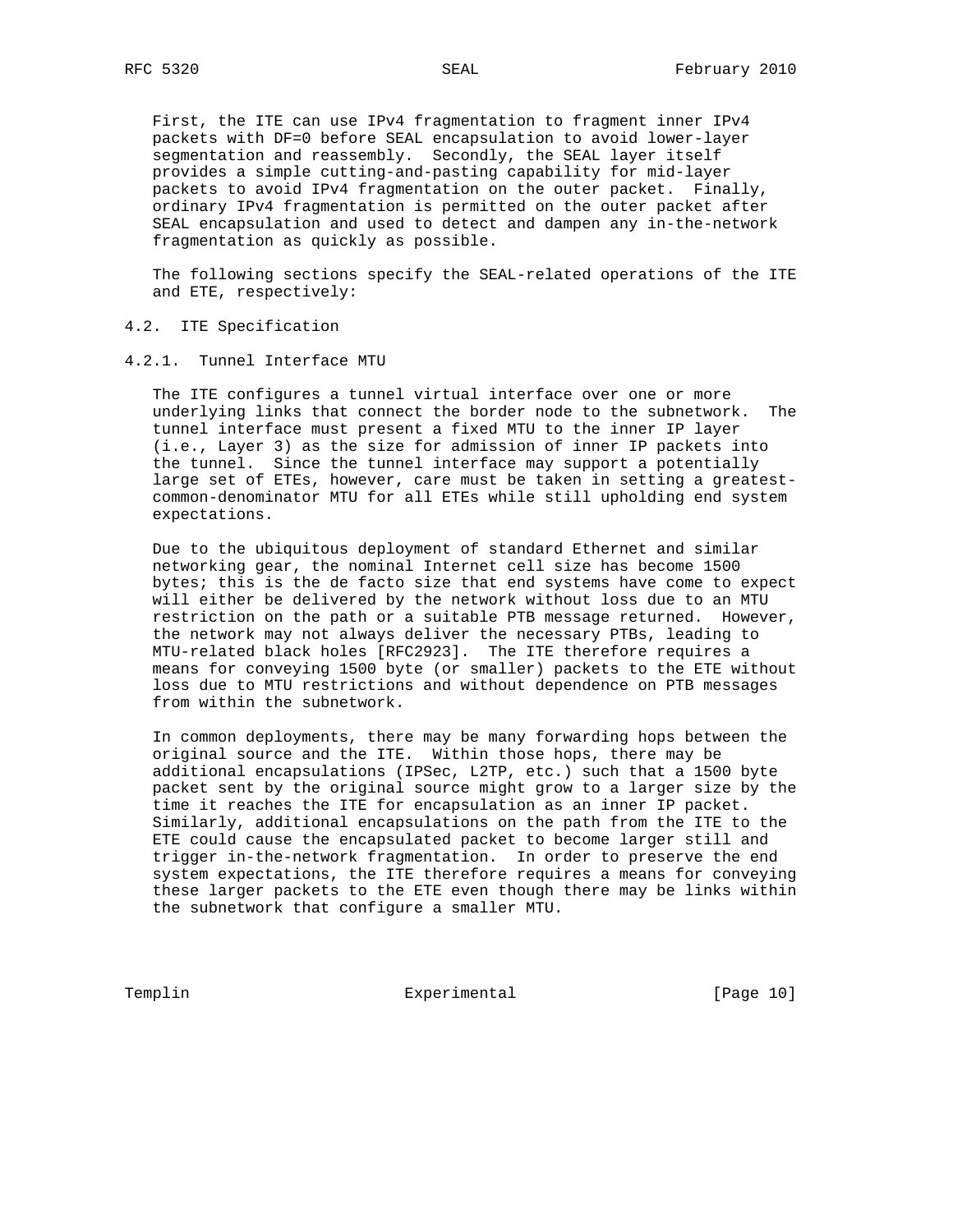First, the ITE can use IPv4 fragmentation to fragment inner IPv4 packets with DF=0 before SEAL encapsulation to avoid lower-layer segmentation and reassembly. Secondly, the SEAL layer itself provides a simple cutting-and-pasting capability for mid-layer packets to avoid IPv4 fragmentation on the outer packet. Finally, ordinary IPv4 fragmentation is permitted on the outer packet after SEAL encapsulation and used to detect and dampen any in-the-network fragmentation as quickly as possible.

The following sections specify the SEAL-related operations of the ITE and ETE, respectively:

## 4.2. ITE Specification

### 4.2.1. Tunnel Interface MTU

The ITE configures a tunnel virtual interface over one or more underlying links that connect the border node to the subnetwork. The tunnel interface must present a fixed MTU to the inner IP layer (i.e., Layer 3) as the size for admission of inner IP packets into the tunnel. Since the tunnel interface may support a potentially large set of ETEs, however, care must be taken in setting a greatest-common-denominator MTU for all ETEs while still upholding end system expectations.

Due to the ubiquitous deployment of standard Ethernet and similar networking gear, the nominal Internet cell size has become 1500 bytes; this is the de facto size that end systems have come to expect will either be delivered by the network without loss due to an MTU restriction on the path or a suitable PTB message returned. However, the network may not always deliver the necessary PTBs, leading to MTU-related black holes [RFC2923]. The ITE therefore requires a means for conveying 1500 byte (or smaller) packets to the ETE without loss due to MTU restrictions and without dependence on PTB messages from within the subnetwork.

In common deployments, there may be many forwarding hops between the original source and the ITE. Within those hops, there may be additional encapsulations (IPSec, L2TP, etc.) such that a 1500 byte packet sent by the original source might grow to a larger size by the time it reaches the ITE for encapsulation as an inner IP packet. Similarly, additional encapsulations on the path from the ITE to the ETE could cause the encapsulated packet to become larger still and trigger in-the-network fragmentation. In order to preserve the end system expectations, the ITE therefore requires a means for conveying these larger packets to the ETE even though there may be links within the subnetwork that configure a smaller MTU.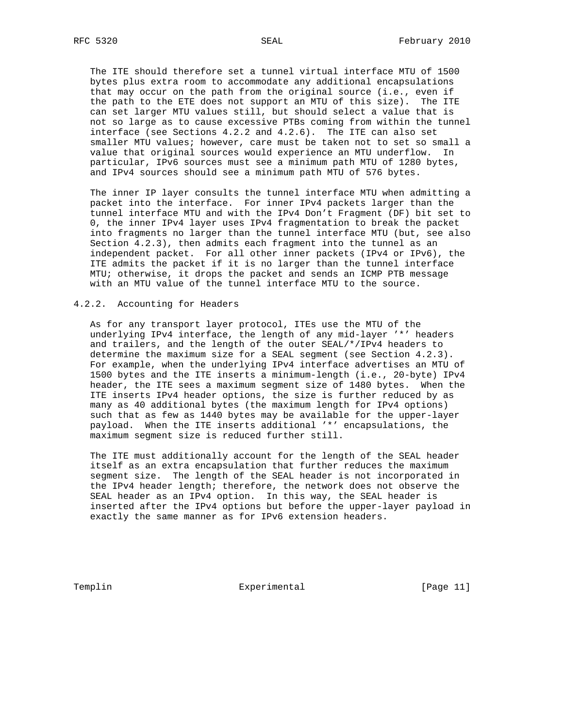The ITE should therefore set a tunnel virtual interface MTU of 1500 bytes plus extra room to accommodate any additional encapsulations that may occur on the path from the original source (i.e., even if the path to the ETE does not support an MTU of this size). The ITE can set larger MTU values still, but should select a value that is not so large as to cause excessive PTBs coming from within the tunnel interface (see Sections 4.2.2 and 4.2.6). The ITE can also set smaller MTU values; however, care must be taken not to set so small a value that original sources would experience an MTU underflow. In particular, IPv6 sources must see a minimum path MTU of 1280 bytes, and IPv4 sources should see a minimum path MTU of 576 bytes.

The inner IP layer consults the tunnel interface MTU when admitting a packet into the interface. For inner IPv4 packets larger than the tunnel interface MTU and with the IPv4 Don't Fragment (DF) bit set to 0, the inner IPv4 layer uses IPv4 fragmentation to break the packet into fragments no larger than the tunnel interface MTU (but, see also Section 4.2.3), then admits each fragment into the tunnel as an independent packet. For all other inner packets (IPv4 or IPv6), the ITE admits the packet if it is no larger than the tunnel interface MTU; otherwise, it drops the packet and sends an ICMP PTB message with an MTU value of the tunnel interface MTU to the source.

### 4.2.2. Accounting for Headers

As for any transport layer protocol, ITEs use the MTU of the underlying IPv4 interface, the length of any mid-layer '*' headers and trailers, and the length of the outer SEAL/*/IPv4 headers to determine the maximum size for a SEAL segment (see Section 4.2.3). For example, when the underlying IPv4 interface advertises an MTU of 1500 bytes and the ITE inserts a minimum-length (i.e., 20-byte) IPv4 header, the ITE sees a maximum segment size of 1480 bytes. When the ITE inserts IPv4 header options, the size is further reduced by as many as 40 additional bytes (the maximum length for IPv4 options) such that as few as 1440 bytes may be available for the upper-layer payload. When the ITE inserts additional '*' encapsulations, the maximum segment size is reduced further still.

The ITE must additionally account for the length of the SEAL header itself as an extra encapsulation that further reduces the maximum segment size. The length of the SEAL header is not incorporated in the IPv4 header length; therefore, the network does not observe the SEAL header as an IPv4 option. In this way, the SEAL header is inserted after the IPv4 options but before the upper-layer payload in exactly the same manner as for IPv6 extension headers.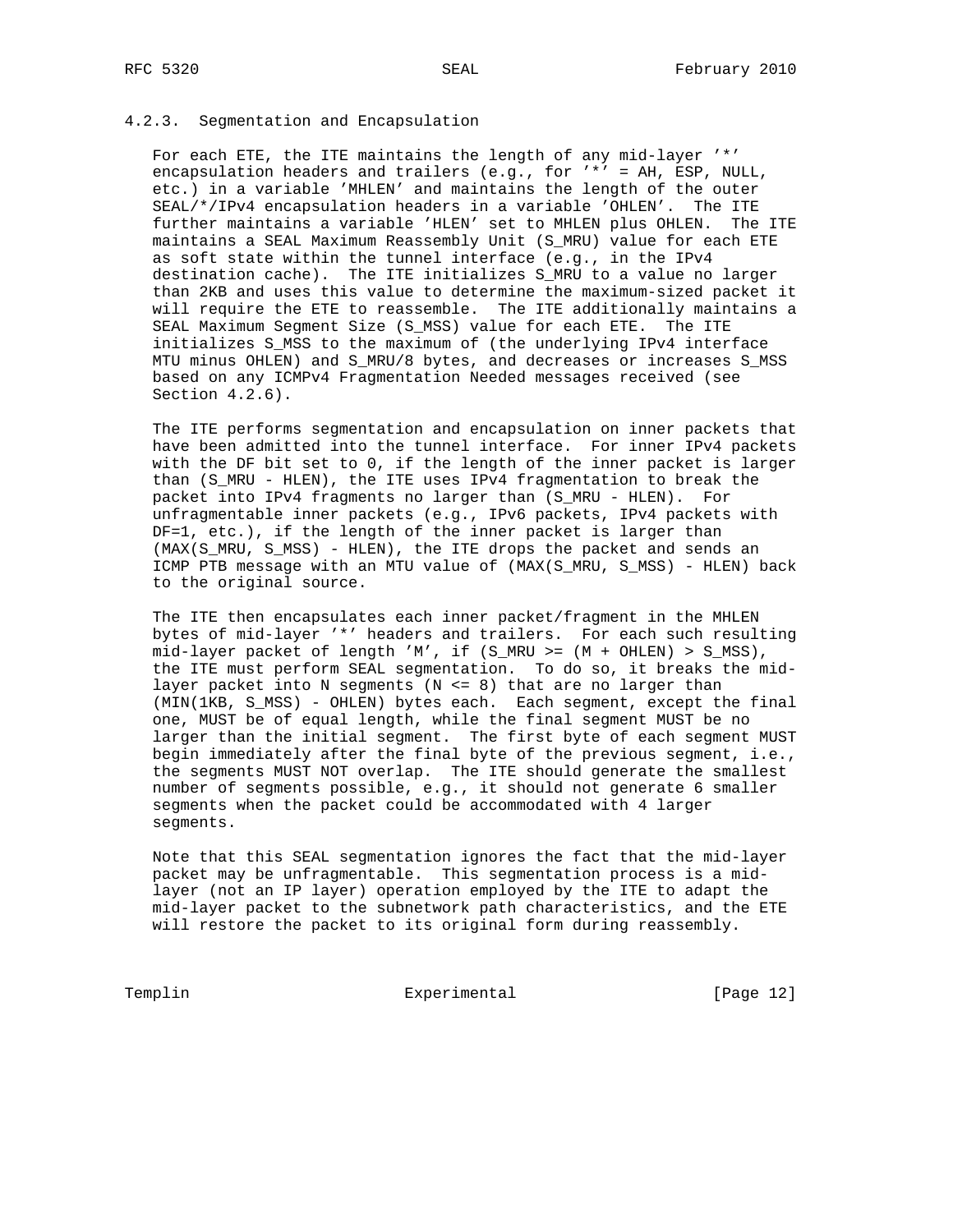### 4.2.3. Segmentation and Encapsulation

For each ETE, the ITE maintains the length of any mid-layer '*' encapsulation headers and trailers (e.g., for '*' = AH, ESP, NULL, etc.) in a variable 'MHLEN' and maintains the length of the outer SEAL/*/IPv4 encapsulation headers in a variable 'OHLEN'. The ITE further maintains a variable 'HLEN' set to MHLEN plus OHLEN. The ITE maintains a SEAL Maximum Reassembly Unit (S_MRU) value for each ETE as soft state within the tunnel interface (e.g., in the IPv4 destination cache). The ITE initializes S_MRU to a value no larger than 2KB and uses this value to determine the maximum-sized packet it will require the ETE to reassemble. The ITE additionally maintains a SEAL Maximum Segment Size (S_MSS) value for each ETE. The ITE initializes S_MSS to the maximum of (the underlying IPv4 interface MTU minus OHLEN) and S_MRU/8 bytes, and decreases or increases S_MSS based on any ICMPv4 Fragmentation Needed messages received (see Section 4.2.6).

The ITE performs segmentation and encapsulation on inner packets that have been admitted into the tunnel interface. For inner IPv4 packets with the DF bit set to 0, if the length of the inner packet is larger than (S_MRU - HLEN), the ITE uses IPv4 fragmentation to break the packet into IPv4 fragments no larger than (S_MRU - HLEN). For unfragmentable inner packets (e.g., IPv6 packets, IPv4 packets with DF=1, etc.), if the length of the inner packet is larger than (MAX(S_MRU, S_MSS) - HLEN), the ITE drops the packet and sends an ICMP PTB message with an MTU value of (MAX(S_MRU, S_MSS) - HLEN) back to the original source.

The ITE then encapsulates each inner packet/fragment in the MHLEN bytes of mid-layer '*' headers and trailers. For each such resulting mid-layer packet of length 'M', if (S_MRU >= (M + OHLEN) > S_MSS), the ITE must perform SEAL segmentation. To do so, it breaks the mid-layer packet into N segments (N <= 8) that are no larger than (MIN(1KB, S_MSS) - OHLEN) bytes each. Each segment, except the final one, MUST be of equal length, while the final segment MUST be no larger than the initial segment. The first byte of each segment MUST begin immediately after the final byte of the previous segment, i.e., the segments MUST NOT overlap. The ITE should generate the smallest number of segments possible, e.g., it should not generate 6 smaller segments when the packet could be accommodated with 4 larger segments.

Note that this SEAL segmentation ignores the fact that the mid-layer packet may be unfragmentable. This segmentation process is a mid-layer (not an IP layer) operation employed by the ITE to adapt the mid-layer packet to the subnetwork path characteristics, and the ETE will restore the packet to its original form during reassembly.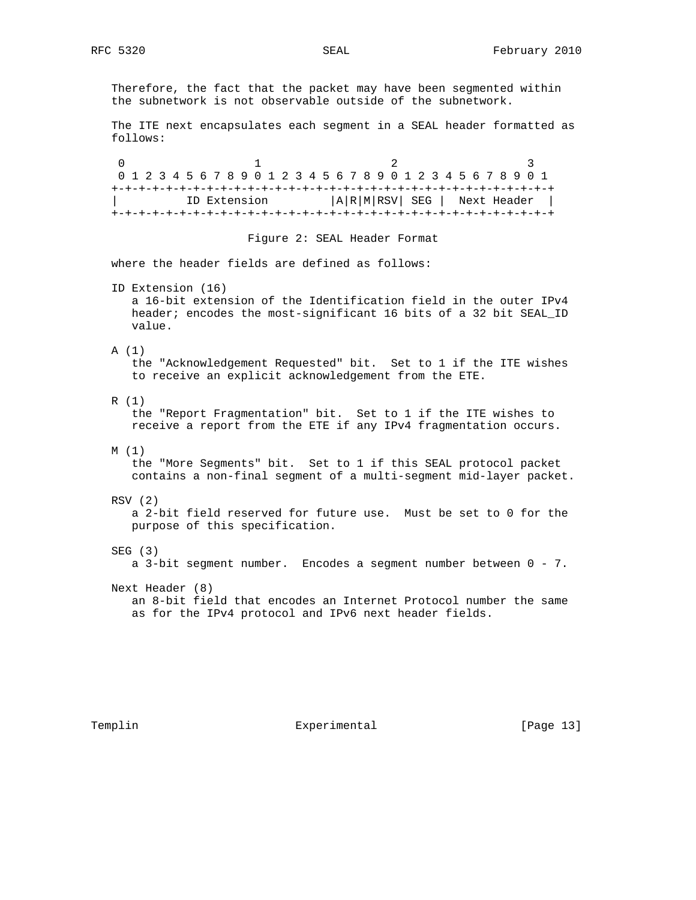Therefore, the fact that the packet may have been segmented within the subnetwork is not observable outside of the subnetwork.

The ITE next encapsulates each segment in a SEAL header formatted as follows:

```
 0                   1                   2                   3
 0 1 2 3 4 5 6 7 8 9 0 1 2 3 4 5 6 7 8 9 0 1 2 3 4 5 6 7 8 9 0 1
+-+-+-+-+-+-+-+-+-+-+-+-+-+-+-+-+-+-+-+-+-+-+-+-+-+-+-+-+-+-+-+-+
|          ID Extension         |A|R|M|RSV| SEG |  Next Header  |
+-+-+-+-+-+-+-+-+-+-+-+-+-+-+-+-+-+-+-+-+-+-+-+-+-+-+-+-+-+-+-+-+
```

Figure 2: SEAL Header Format

where the header fields are defined as follows:

ID Extension (16)
  a 16-bit extension of the Identification field in the outer IPv4 header; encodes the most-significant 16 bits of a 32 bit SEAL_ID value.

A (1)
  the "Acknowledgement Requested" bit. Set to 1 if the ITE wishes to receive an explicit acknowledgement from the ETE.

R (1)
  the "Report Fragmentation" bit. Set to 1 if the ITE wishes to receive a report from the ETE if any IPv4 fragmentation occurs.

M (1)
  the "More Segments" bit. Set to 1 if this SEAL protocol packet contains a non-final segment of a multi-segment mid-layer packet.

RSV (2)
  a 2-bit field reserved for future use. Must be set to 0 for the purpose of this specification.

SEG (3)
  a 3-bit segment number. Encodes a segment number between 0 - 7.

Next Header (8)
  an 8-bit field that encodes an Internet Protocol number the same as for the IPv4 protocol and IPv6 next header fields.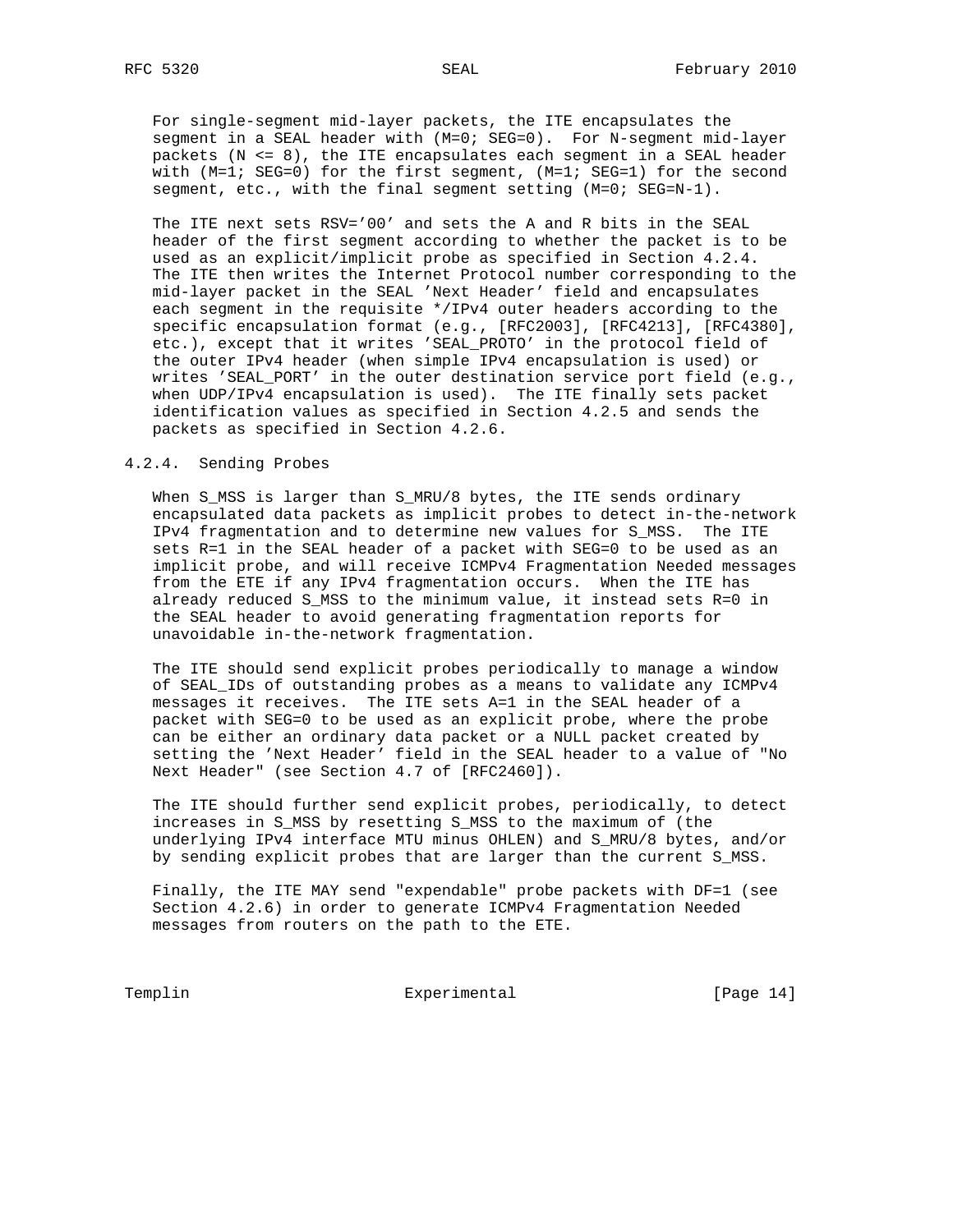For single-segment mid-layer packets, the ITE encapsulates the segment in a SEAL header with (M=0; SEG=0). For N-segment mid-layer packets (N <= 8), the ITE encapsulates each segment in a SEAL header with (M=1; SEG=0) for the first segment, (M=1; SEG=1) for the second segment, etc., with the final segment setting (M=0; SEG=N-1).

The ITE next sets RSV='00' and sets the A and R bits in the SEAL header of the first segment according to whether the packet is to be used as an explicit/implicit probe as specified in Section 4.2.4. The ITE then writes the Internet Protocol number corresponding to the mid-layer packet in the SEAL 'Next Header' field and encapsulates each segment in the requisite */IPv4 outer headers according to the specific encapsulation format (e.g., [RFC2003], [RFC4213], [RFC4380], etc.), except that it writes 'SEAL_PROTO' in the protocol field of the outer IPv4 header (when simple IPv4 encapsulation is used) or writes 'SEAL_PORT' in the outer destination service port field (e.g., when UDP/IPv4 encapsulation is used). The ITE finally sets packet identification values as specified in Section 4.2.5 and sends the packets as specified in Section 4.2.6.

### 4.2.4. Sending Probes

When S_MSS is larger than S_MRU/8 bytes, the ITE sends ordinary encapsulated data packets as implicit probes to detect in-the-network IPv4 fragmentation and to determine new values for S_MSS. The ITE sets R=1 in the SEAL header of a packet with SEG=0 to be used as an implicit probe, and will receive ICMPv4 Fragmentation Needed messages from the ETE if any IPv4 fragmentation occurs. When the ITE has already reduced S_MSS to the minimum value, it instead sets R=0 in the SEAL header to avoid generating fragmentation reports for unavoidable in-the-network fragmentation.

The ITE should send explicit probes periodically to manage a window of SEAL_IDs of outstanding probes as a means to validate any ICMPv4 messages it receives. The ITE sets A=1 in the SEAL header of a packet with SEG=0 to be used as an explicit probe, where the probe can be either an ordinary data packet or a NULL packet created by setting the 'Next Header' field in the SEAL header to a value of "No Next Header" (see Section 4.7 of [RFC2460]).

The ITE should further send explicit probes, periodically, to detect increases in S_MSS by resetting S_MSS to the maximum of (the underlying IPv4 interface MTU minus OHLEN) and S_MRU/8 bytes, and/or by sending explicit probes that are larger than the current S_MSS.

Finally, the ITE MAY send "expendable" probe packets with DF=1 (see Section 4.2.6) in order to generate ICMPv4 Fragmentation Needed messages from routers on the path to the ETE.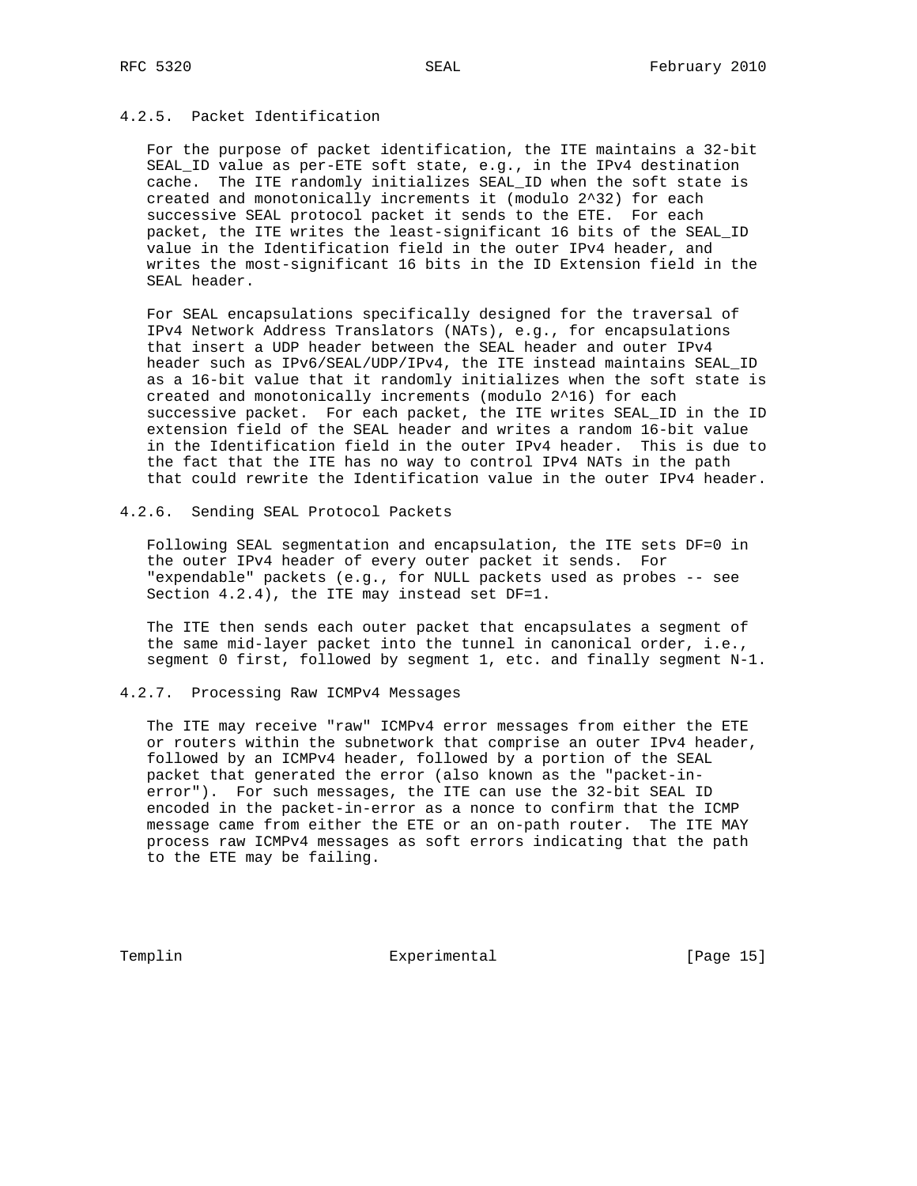#### 4.2.5. Packet Identification

For the purpose of packet identification, the ITE maintains a 32-bit SEAL_ID value as per-ETE soft state, e.g., in the IPv4 destination cache. The ITE randomly initializes SEAL_ID when the soft state is created and monotonically increments it (modulo $2^{32}$) for each successive SEAL protocol packet it sends to the ETE. For each packet, the ITE writes the least-significant 16 bits of the SEAL_ID value in the Identification field in the outer IPv4 header, and writes the most-significant 16 bits in the ID Extension field in the SEAL header.

For SEAL encapsulations specifically designed for the traversal of IPv4 Network Address Translators (NATs), e.g., for encapsulations that insert a UDP header between the SEAL header and outer IPv4 header such as IPv6/SEAL/UDP/IPv4, the ITE instead maintains SEAL_ID as a 16-bit value that it randomly initializes when the soft state is created and monotonically increments (modulo $2^{16}$) for each successive packet. For each packet, the ITE writes SEAL_ID in the ID extension field of the SEAL header and writes a random 16-bit value in the Identification field in the outer IPv4 header. This is due to the fact that the ITE has no way to control IPv4 NATs in the path that could rewrite the Identification value in the outer IPv4 header.

#### 4.2.6. Sending SEAL Protocol Packets

Following SEAL segmentation and encapsulation, the ITE sets DF=0 in the outer IPv4 header of every outer packet it sends. For "expendable" packets (e.g., for NULL packets used as probes -- see Section 4.2.4), the ITE may instead set DF=1.

The ITE then sends each outer packet that encapsulates a segment of the same mid-layer packet into the tunnel in canonical order, i.e., segment 0 first, followed by segment 1, etc. and finally segment N-1.

#### 4.2.7. Processing Raw ICMPv4 Messages

The ITE may receive "raw" ICMPv4 error messages from either the ETE or routers within the subnetwork that comprise an outer IPv4 header, followed by an ICMPv4 header, followed by a portion of the SEAL packet that generated the error (also known as the "packet-in-error"). For such messages, the ITE can use the 32-bit SEAL ID encoded in the packet-in-error as a nonce to confirm that the ICMP message came from either the ETE or an on-path router. The ITE MAY process raw ICMPv4 messages as soft errors indicating that the path to the ETE may be failing.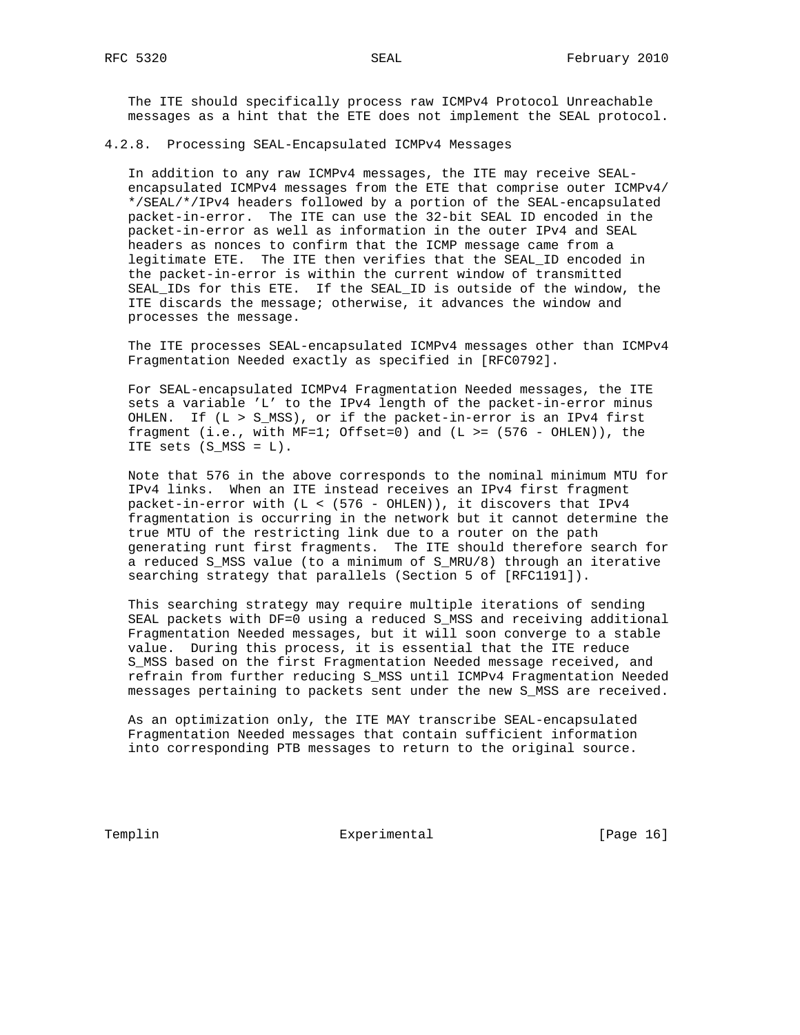The ITE should specifically process raw ICMPv4 Protocol Unreachable messages as a hint that the ETE does not implement the SEAL protocol.

### 4.2.8. Processing SEAL-Encapsulated ICMPv4 Messages

In addition to any raw ICMPv4 messages, the ITE may receive SEAL-encapsulated ICMPv4 messages from the ETE that comprise outer ICMPv4/*/SEAL/*/IPv4 headers followed by a portion of the SEAL-encapsulated packet-in-error. The ITE can use the 32-bit SEAL ID encoded in the packet-in-error as well as information in the outer IPv4 and SEAL headers as nonces to confirm that the ICMP message came from a legitimate ETE. The ITE then verifies that the SEAL_ID encoded in the packet-in-error is within the current window of transmitted SEAL_IDs for this ETE. If the SEAL_ID is outside of the window, the ITE discards the message; otherwise, it advances the window and processes the message.

The ITE processes SEAL-encapsulated ICMPv4 messages other than ICMPv4 Fragmentation Needed exactly as specified in [RFC0792].

For SEAL-encapsulated ICMPv4 Fragmentation Needed messages, the ITE sets a variable 'L' to the IPv4 length of the packet-in-error minus OHLEN. If (L > S_MSS), or if the packet-in-error is an IPv4 first fragment (i.e., with MF=1; Offset=0) and (L >= (576 - OHLEN)), the ITE sets (S_MSS = L).

Note that 576 in the above corresponds to the nominal minimum MTU for IPv4 links. When an ITE instead receives an IPv4 first fragment packet-in-error with (L < (576 - OHLEN)), it discovers that IPv4 fragmentation is occurring in the network but it cannot determine the true MTU of the restricting link due to a router on the path generating runt first fragments. The ITE should therefore search for a reduced S_MSS value (to a minimum of S_MRU/8) through an iterative searching strategy that parallels (Section 5 of [RFC1191]).

This searching strategy may require multiple iterations of sending SEAL packets with DF=0 using a reduced S_MSS and receiving additional Fragmentation Needed messages, but it will soon converge to a stable value. During this process, it is essential that the ITE reduce S_MSS based on the first Fragmentation Needed message received, and refrain from further reducing S_MSS until ICMPv4 Fragmentation Needed messages pertaining to packets sent under the new S_MSS are received.

As an optimization only, the ITE MAY transcribe SEAL-encapsulated Fragmentation Needed messages that contain sufficient information into corresponding PTB messages to return to the original source.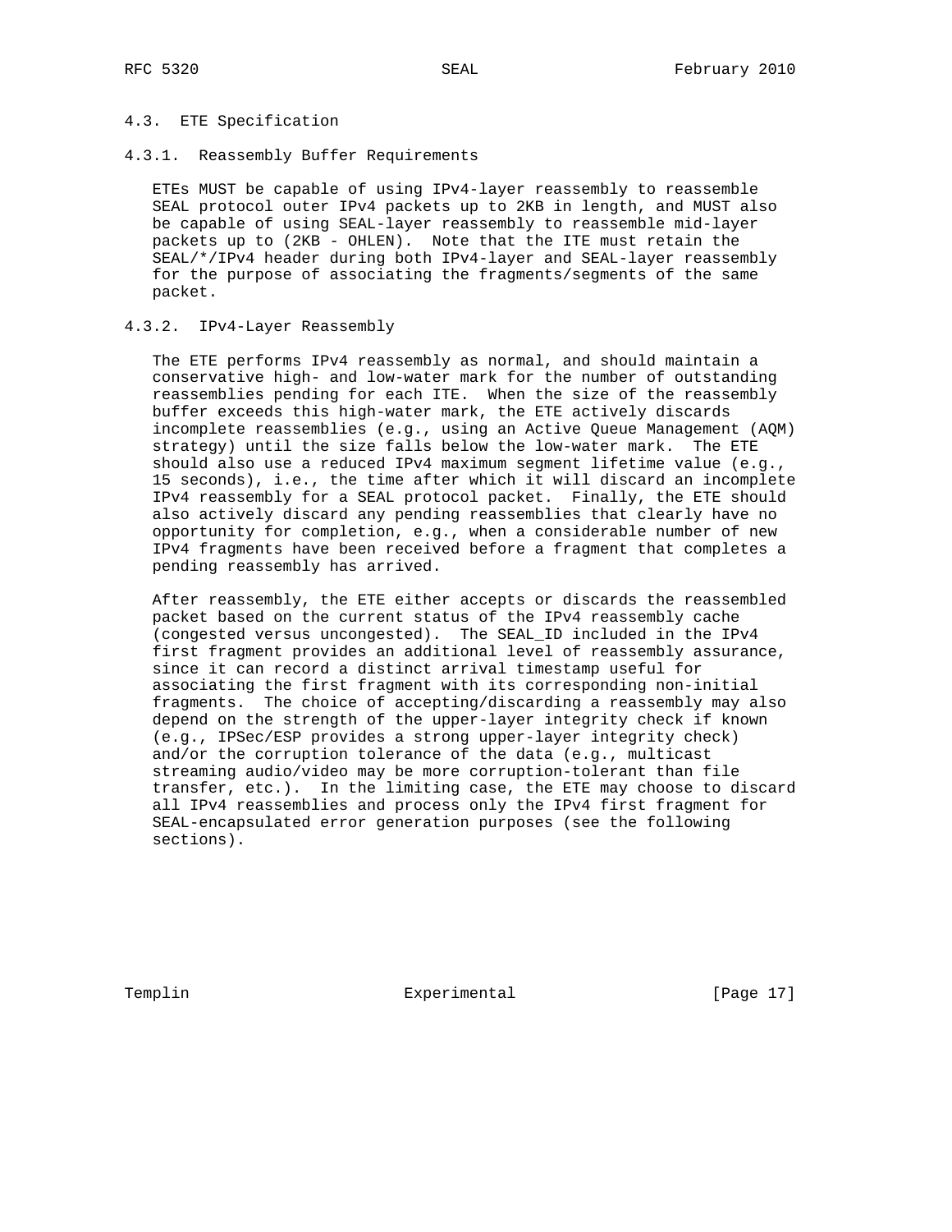### 4.3. ETE Specification

#### 4.3.1. Reassembly Buffer Requirements

ETEs MUST be capable of using IPv4-layer reassembly to reassemble SEAL protocol outer IPv4 packets up to 2KB in length, and MUST also be capable of using SEAL-layer reassembly to reassemble mid-layer packets up to (2KB - OHLEN). Note that the ITE must retain the SEAL/*/IPv4 header during both IPv4-layer and SEAL-layer reassembly for the purpose of associating the fragments/segments of the same packet.

#### 4.3.2. IPv4-Layer Reassembly

The ETE performs IPv4 reassembly as normal, and should maintain a conservative high- and low-water mark for the number of outstanding reassemblies pending for each ITE. When the size of the reassembly buffer exceeds this high-water mark, the ETE actively discards incomplete reassemblies (e.g., using an Active Queue Management (AQM) strategy) until the size falls below the low-water mark. The ETE should also use a reduced IPv4 maximum segment lifetime value (e.g., 15 seconds), i.e., the time after which it will discard an incomplete IPv4 reassembly for a SEAL protocol packet. Finally, the ETE should also actively discard any pending reassemblies that clearly have no opportunity for completion, e.g., when a considerable number of new IPv4 fragments have been received before a fragment that completes a pending reassembly has arrived.

After reassembly, the ETE either accepts or discards the reassembled packet based on the current status of the IPv4 reassembly cache (congested versus uncongested). The SEAL_ID included in the IPv4 first fragment provides an additional level of reassembly assurance, since it can record a distinct arrival timestamp useful for associating the first fragment with its corresponding non-initial fragments. The choice of accepting/discarding a reassembly may also depend on the strength of the upper-layer integrity check if known (e.g., IPSec/ESP provides a strong upper-layer integrity check) and/or the corruption tolerance of the data (e.g., multicast streaming audio/video may be more corruption-tolerant than file transfer, etc.). In the limiting case, the ETE may choose to discard all IPv4 reassemblies and process only the IPv4 first fragment for SEAL-encapsulated error generation purposes (see the following sections).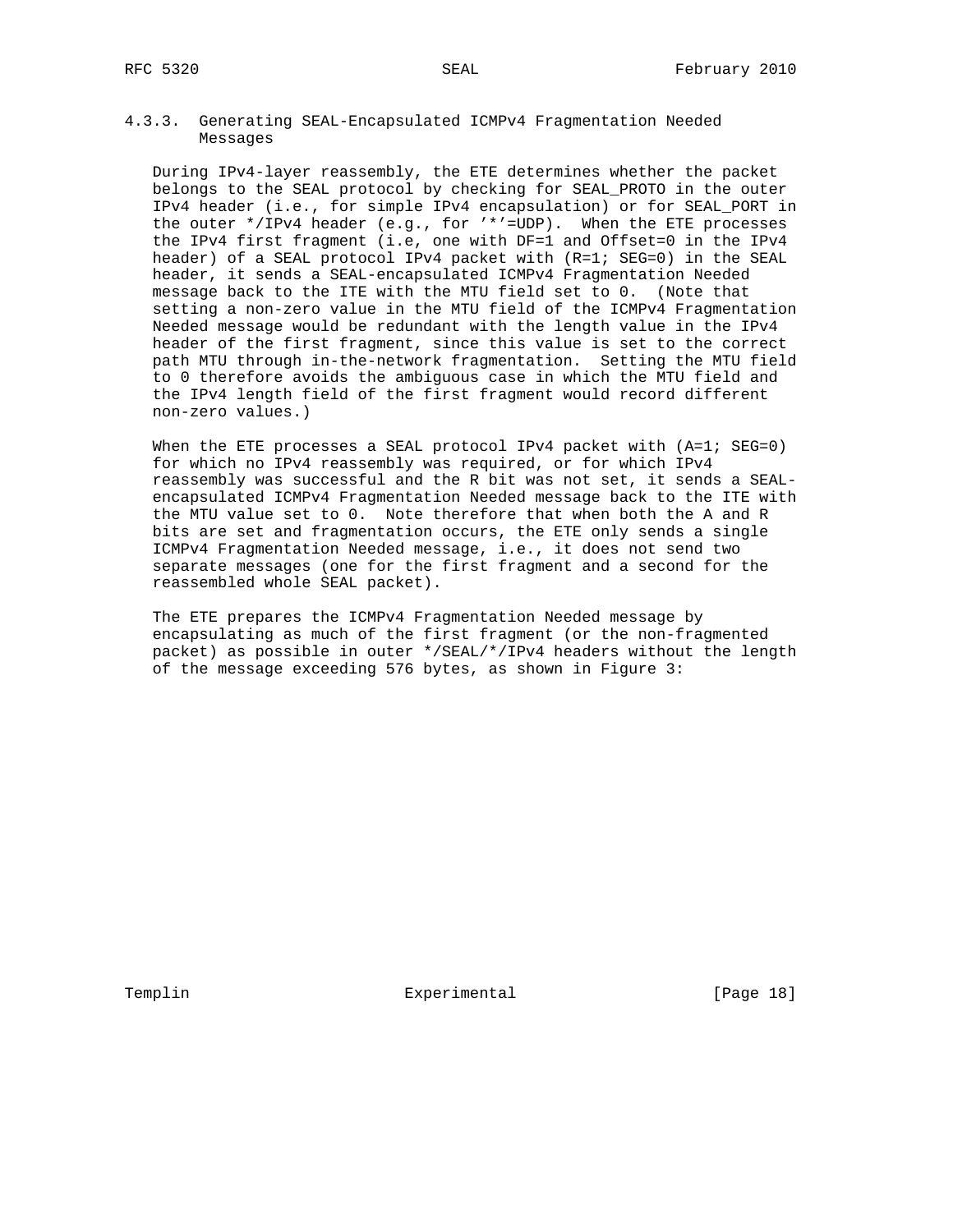#### 4.3.3. Generating SEAL-Encapsulated ICMPv4 Fragmentation Needed Messages

During IPv4-layer reassembly, the ETE determines whether the packet belongs to the SEAL protocol by checking for SEAL_PROTO in the outer IPv4 header (i.e., for simple IPv4 encapsulation) or for SEAL_PORT in the outer */IPv4 header (e.g., for '*'=UDP). When the ETE processes the IPv4 first fragment (i.e, one with DF=1 and Offset=0 in the IPv4 header) of a SEAL protocol IPv4 packet with (R=1; SEG=0) in the SEAL header, it sends a SEAL-encapsulated ICMPv4 Fragmentation Needed message back to the ITE with the MTU field set to 0. (Note that setting a non-zero value in the MTU field of the ICMPv4 Fragmentation Needed message would be redundant with the length value in the IPv4 header of the first fragment, since this value is set to the correct path MTU through in-the-network fragmentation. Setting the MTU field to 0 therefore avoids the ambiguous case in which the MTU field and the IPv4 length field of the first fragment would record different non-zero values.)

When the ETE processes a SEAL protocol IPv4 packet with (A=1; SEG=0) for which no IPv4 reassembly was required, or for which IPv4 reassembly was successful and the R bit was not set, it sends a SEAL-encapsulated ICMPv4 Fragmentation Needed message back to the ITE with the MTU value set to 0. Note therefore that when both the A and R bits are set and fragmentation occurs, the ETE only sends a single ICMPv4 Fragmentation Needed message, i.e., it does not send two separate messages (one for the first fragment and a second for the reassembled whole SEAL packet).

The ETE prepares the ICMPv4 Fragmentation Needed message by encapsulating as much of the first fragment (or the non-fragmented packet) as possible in outer */SEAL/*/IPv4 headers without the length of the message exceeding 576 bytes, as shown in Figure 3: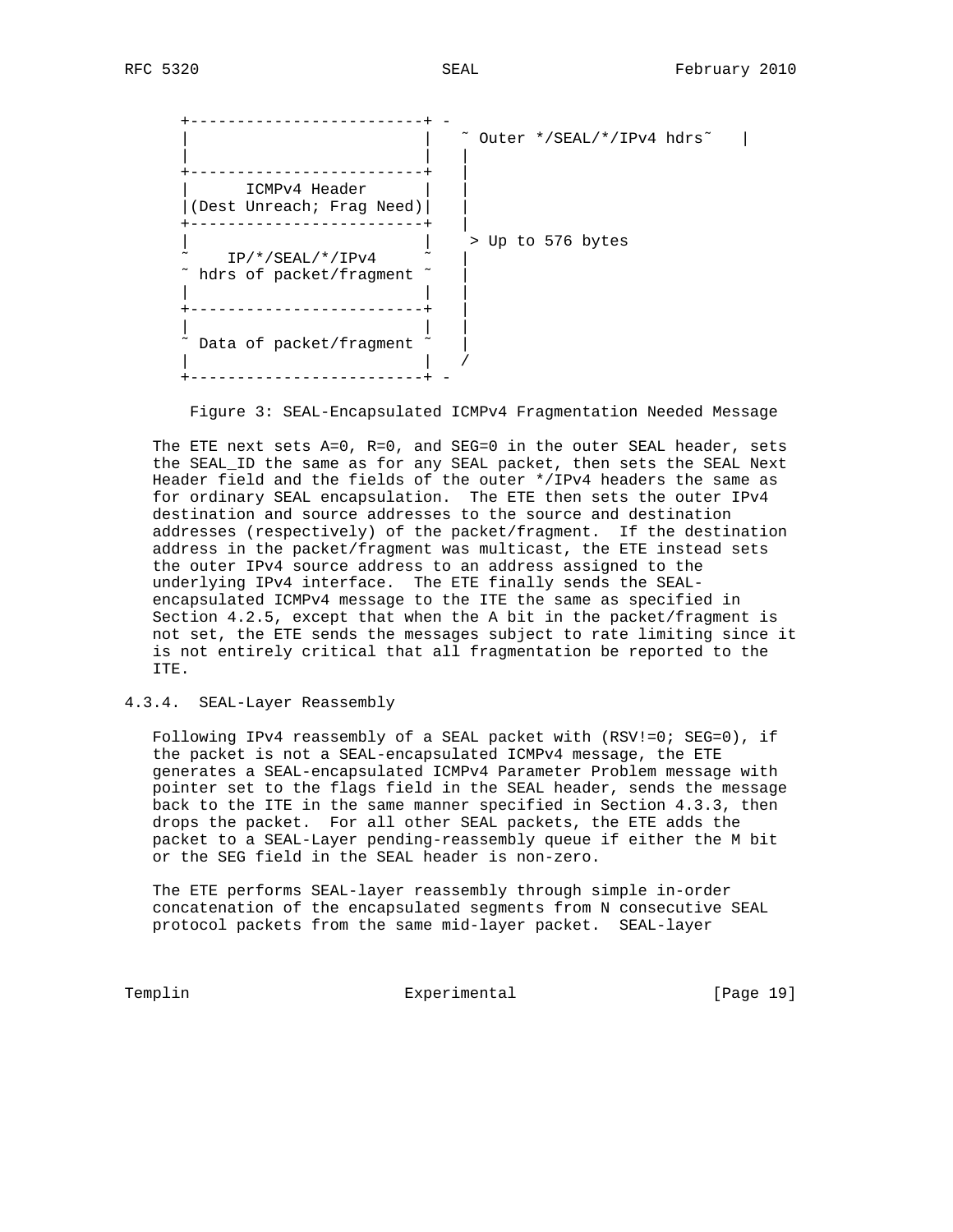```
   +-------------------------+ -
   |                         |   ~ Outer */SEAL/*/IPv4 hdrs~   |
   |                         |   |
   +-------------------------+   |
   |      ICMPv4 Header      |   |
   |(Dest Unreach; Frag Need)|   |
   +-------------------------+   |
   |                         |    > Up to 576 bytes
   ~    IP/*/SEAL/*/IPv4     ~   |
   ~ hdrs of packet/fragment ~   |
   |                         |   |
   +-------------------------+   |
   |                         |   |
   ~ Data of packet/fragment ~   |
   |                         |   /
   +-------------------------+ -
```

Figure 3: SEAL-Encapsulated ICMPv4 Fragmentation Needed Message

The ETE next sets A=0, R=0, and SEG=0 in the outer SEAL header, sets the SEAL_ID the same as for any SEAL packet, then sets the SEAL Next Header field and the fields of the outer */IPv4 headers the same as for ordinary SEAL encapsulation. The ETE then sets the outer IPv4 destination and source addresses to the source and destination addresses (respectively) of the packet/fragment. If the destination address in the packet/fragment was multicast, the ETE instead sets the outer IPv4 source address to an address assigned to the underlying IPv4 interface. The ETE finally sends the SEAL-encapsulated ICMPv4 message to the ITE the same as specified in Section 4.2.5, except that when the A bit in the packet/fragment is not set, the ETE sends the messages subject to rate limiting since it is not entirely critical that all fragmentation be reported to the ITE.

### 4.3.4. SEAL-Layer Reassembly

Following IPv4 reassembly of a SEAL packet with (RSV!=0; SEG=0), if the packet is not a SEAL-encapsulated ICMPv4 message, the ETE generates a SEAL-encapsulated ICMPv4 Parameter Problem message with pointer set to the flags field in the SEAL header, sends the message back to the ITE in the same manner specified in Section 4.3.3, then drops the packet. For all other SEAL packets, the ETE adds the packet to a SEAL-Layer pending-reassembly queue if either the M bit or the SEG field in the SEAL header is non-zero.

The ETE performs SEAL-layer reassembly through simple in-order concatenation of the encapsulated segments from N consecutive SEAL protocol packets from the same mid-layer packet. SEAL-layer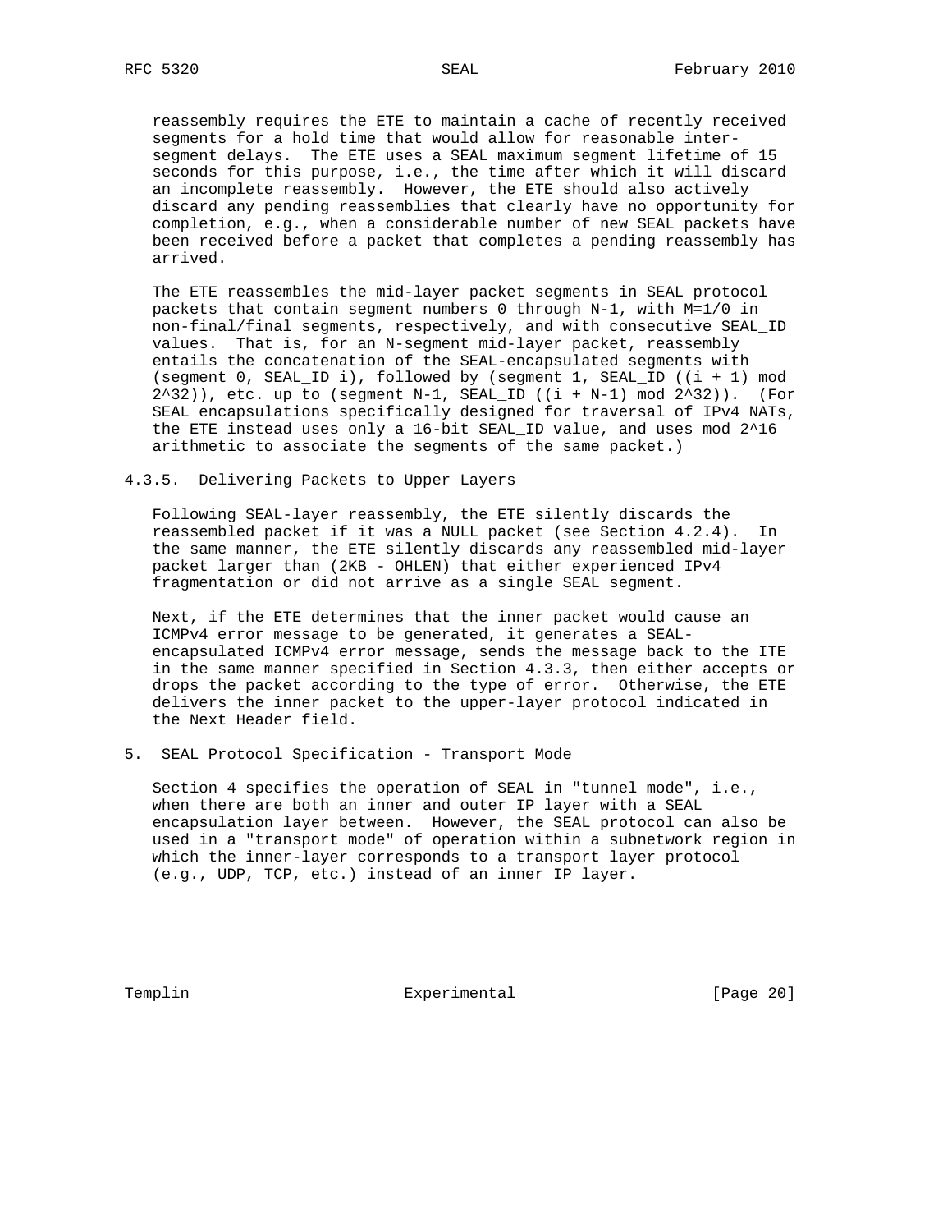reassembly requires the ETE to maintain a cache of recently received segments for a hold time that would allow for reasonable inter-segment delays. The ETE uses a SEAL maximum segment lifetime of 15 seconds for this purpose, i.e., the time after which it will discard an incomplete reassembly. However, the ETE should also actively discard any pending reassemblies that clearly have no opportunity for completion, e.g., when a considerable number of new SEAL packets have been received before a packet that completes a pending reassembly has arrived.

The ETE reassembles the mid-layer packet segments in SEAL protocol packets that contain segment numbers 0 through N-1, with M=1/0 in non-final/final segments, respectively, and with consecutive SEAL_ID values. That is, for an N-segment mid-layer packet, reassembly entails the concatenation of the SEAL-encapsulated segments with (segment 0, SEAL_ID i), followed by (segment 1, SEAL_ID ((i + 1) mod 2^32)), etc. up to (segment N-1, SEAL_ID ((i + N-1) mod 2^32)). (For SEAL encapsulations specifically designed for traversal of IPv4 NATs, the ETE instead uses only a 16-bit SEAL_ID value, and uses mod 2^16 arithmetic to associate the segments of the same packet.)

### 4.3.5. Delivering Packets to Upper Layers

Following SEAL-layer reassembly, the ETE silently discards the reassembled packet if it was a NULL packet (see Section 4.2.4). In the same manner, the ETE silently discards any reassembled mid-layer packet larger than (2KB - OHLEN) that either experienced IPv4 fragmentation or did not arrive as a single SEAL segment.

Next, if the ETE determines that the inner packet would cause an ICMPv4 error message to be generated, it generates a SEAL-encapsulated ICMPv4 error message, sends the message back to the ITE in the same manner specified in Section 4.3.3, then either accepts or drops the packet according to the type of error. Otherwise, the ETE delivers the inner packet to the upper-layer protocol indicated in the Next Header field.

## 5. SEAL Protocol Specification - Transport Mode

Section 4 specifies the operation of SEAL in "tunnel mode", i.e., when there are both an inner and outer IP layer with a SEAL encapsulation layer between. However, the SEAL protocol can also be used in a "transport mode" of operation within a subnetwork region in which the inner-layer corresponds to a transport layer protocol (e.g., UDP, TCP, etc.) instead of an inner IP layer.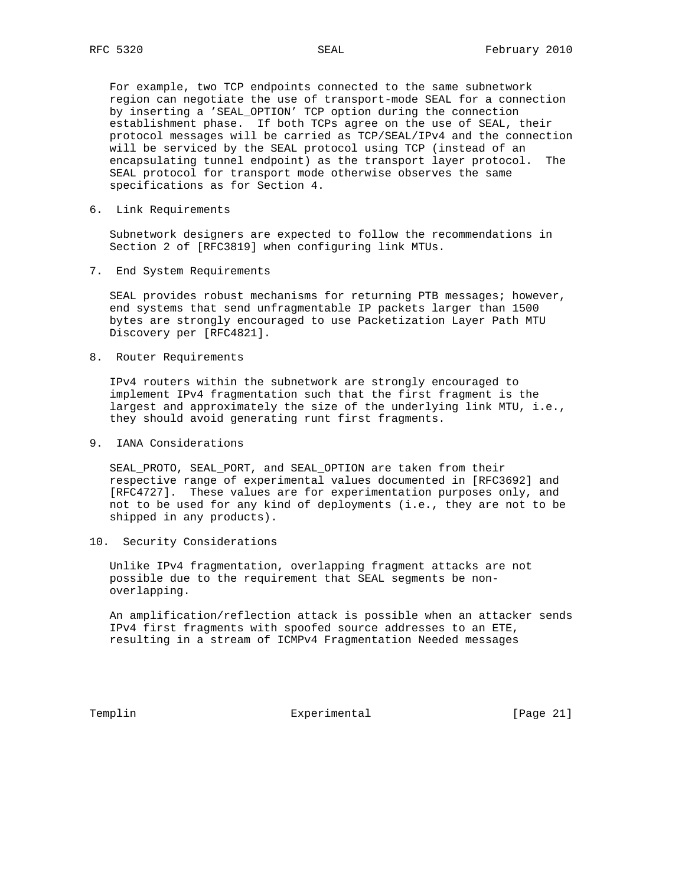For example, two TCP endpoints connected to the same subnetwork region can negotiate the use of transport-mode SEAL for a connection by inserting a 'SEAL_OPTION' TCP option during the connection establishment phase. If both TCPs agree on the use of SEAL, their protocol messages will be carried as TCP/SEAL/IPv4 and the connection will be serviced by the SEAL protocol using TCP (instead of an encapsulating tunnel endpoint) as the transport layer protocol. The SEAL protocol for transport mode otherwise observes the same specifications as for Section 4.

## 6. Link Requirements

Subnetwork designers are expected to follow the recommendations in Section 2 of [RFC3819] when configuring link MTUs.

## 7. End System Requirements

SEAL provides robust mechanisms for returning PTB messages; however, end systems that send unfragmentable IP packets larger than 1500 bytes are strongly encouraged to use Packetization Layer Path MTU Discovery per [RFC4821].

## 8. Router Requirements

IPv4 routers within the subnetwork are strongly encouraged to implement IPv4 fragmentation such that the first fragment is the largest and approximately the size of the underlying link MTU, i.e., they should avoid generating runt first fragments.

## 9. IANA Considerations

SEAL_PROTO, SEAL_PORT, and SEAL_OPTION are taken from their respective range of experimental values documented in [RFC3692] and [RFC4727]. These values are for experimentation purposes only, and not to be used for any kind of deployments (i.e., they are not to be shipped in any products).

## 10. Security Considerations

Unlike IPv4 fragmentation, overlapping fragment attacks are not possible due to the requirement that SEAL segments be non-overlapping.

An amplification/reflection attack is possible when an attacker sends IPv4 first fragments with spoofed source addresses to an ETE, resulting in a stream of ICMPv4 Fragmentation Needed messages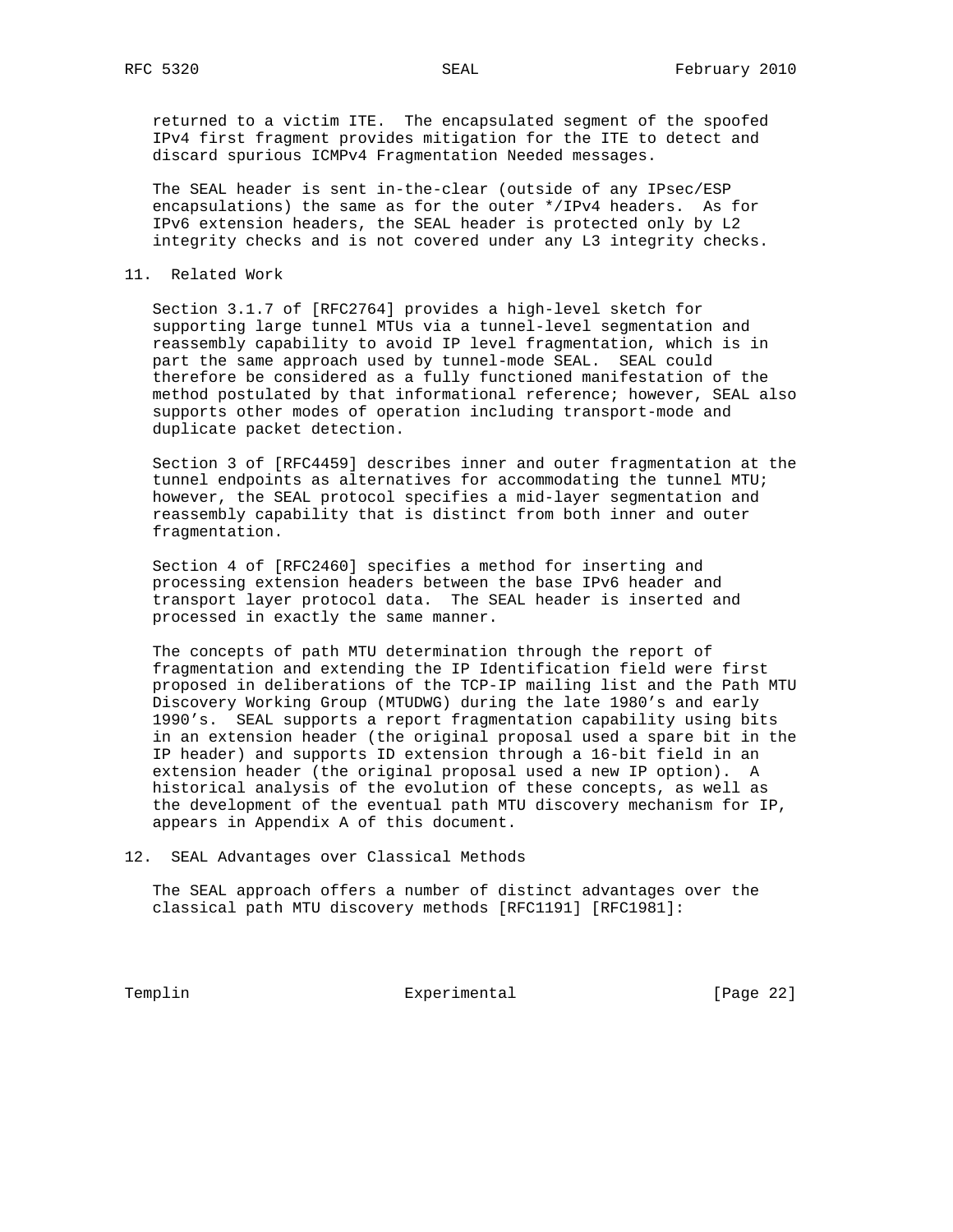returned to a victim ITE. The encapsulated segment of the spoofed IPv4 first fragment provides mitigation for the ITE to detect and discard spurious ICMPv4 Fragmentation Needed messages.

The SEAL header is sent in-the-clear (outside of any IPsec/ESP encapsulations) the same as for the outer */IPv4 headers. As for IPv6 extension headers, the SEAL header is protected only by L2 integrity checks and is not covered under any L3 integrity checks.

## 11. Related Work

Section 3.1.7 of [RFC2764] provides a high-level sketch for supporting large tunnel MTUs via a tunnel-level segmentation and reassembly capability to avoid IP level fragmentation, which is in part the same approach used by tunnel-mode SEAL. SEAL could therefore be considered as a fully functioned manifestation of the method postulated by that informational reference; however, SEAL also supports other modes of operation including transport-mode and duplicate packet detection.

Section 3 of [RFC4459] describes inner and outer fragmentation at the tunnel endpoints as alternatives for accommodating the tunnel MTU; however, the SEAL protocol specifies a mid-layer segmentation and reassembly capability that is distinct from both inner and outer fragmentation.

Section 4 of [RFC2460] specifies a method for inserting and processing extension headers between the base IPv6 header and transport layer protocol data. The SEAL header is inserted and processed in exactly the same manner.

The concepts of path MTU determination through the report of fragmentation and extending the IP Identification field were first proposed in deliberations of the TCP-IP mailing list and the Path MTU Discovery Working Group (MTUDWG) during the late 1980's and early 1990's. SEAL supports a report fragmentation capability using bits in an extension header (the original proposal used a spare bit in the IP header) and supports ID extension through a 16-bit field in an extension header (the original proposal used a new IP option). A historical analysis of the evolution of these concepts, as well as the development of the eventual path MTU discovery mechanism for IP, appears in Appendix A of this document.

## 12. SEAL Advantages over Classical Methods

The SEAL approach offers a number of distinct advantages over the classical path MTU discovery methods [RFC1191] [RFC1981]: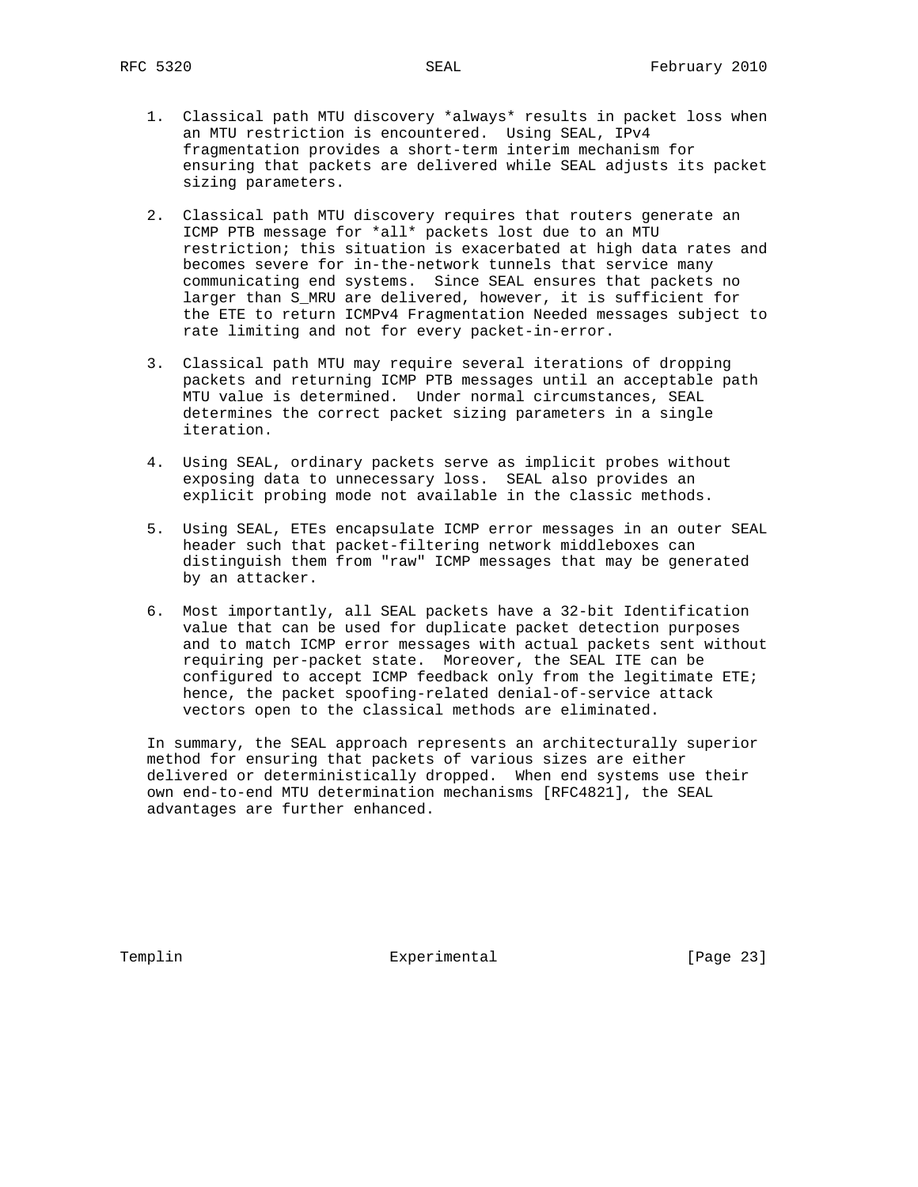1. Classical path MTU discovery *always* results in packet loss when an MTU restriction is encountered. Using SEAL, IPv4 fragmentation provides a short-term interim mechanism for ensuring that packets are delivered while SEAL adjusts its packet sizing parameters.

2. Classical path MTU discovery requires that routers generate an ICMP PTB message for *all* packets lost due to an MTU restriction; this situation is exacerbated at high data rates and becomes severe for in-the-network tunnels that service many communicating end systems. Since SEAL ensures that packets no larger than S_MRU are delivered, however, it is sufficient for the ETE to return ICMPv4 Fragmentation Needed messages subject to rate limiting and not for every packet-in-error.

3. Classical path MTU may require several iterations of dropping packets and returning ICMP PTB messages until an acceptable path MTU value is determined. Under normal circumstances, SEAL determines the correct packet sizing parameters in a single iteration.

4. Using SEAL, ordinary packets serve as implicit probes without exposing data to unnecessary loss. SEAL also provides an explicit probing mode not available in the classic methods.

5. Using SEAL, ETEs encapsulate ICMP error messages in an outer SEAL header such that packet-filtering network middleboxes can distinguish them from "raw" ICMP messages that may be generated by an attacker.

6. Most importantly, all SEAL packets have a 32-bit Identification value that can be used for duplicate packet detection purposes and to match ICMP error messages with actual packets sent without requiring per-packet state. Moreover, the SEAL ITE can be configured to accept ICMP feedback only from the legitimate ETE; hence, the packet spoofing-related denial-of-service attack vectors open to the classical methods are eliminated.

In summary, the SEAL approach represents an architecturally superior method for ensuring that packets of various sizes are either delivered or deterministically dropped. When end systems use their own end-to-end MTU determination mechanisms [RFC4821], the SEAL advantages are further enhanced.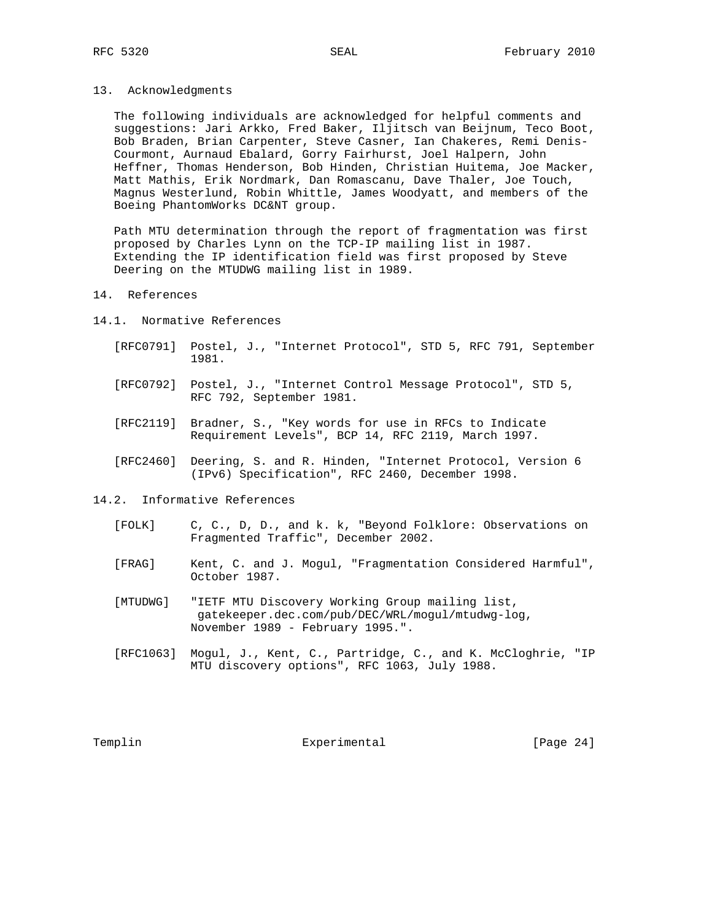## 13. Acknowledgments

The following individuals are acknowledged for helpful comments and suggestions: Jari Arkko, Fred Baker, Iljitsch van Beijnum, Teco Boot, Bob Braden, Brian Carpenter, Steve Casner, Ian Chakeres, Remi Denis-Courmont, Aurnaud Ebalard, Gorry Fairhurst, Joel Halpern, John Heffner, Thomas Henderson, Bob Hinden, Christian Huitema, Joe Macker, Matt Mathis, Erik Nordmark, Dan Romascanu, Dave Thaler, Joe Touch, Magnus Westerlund, Robin Whittle, James Woodyatt, and members of the Boeing PhantomWorks DC&NT group.

Path MTU determination through the report of fragmentation was first proposed by Charles Lynn on the TCP-IP mailing list in 1987. Extending the IP identification field was first proposed by Steve Deering on the MTUDWG mailing list in 1989.

## 14. References

### 14.1. Normative References

[RFC0791] Postel, J., "Internet Protocol", STD 5, RFC 791, September 1981.

[RFC0792] Postel, J., "Internet Control Message Protocol", STD 5, RFC 792, September 1981.

[RFC2119] Bradner, S., "Key words for use in RFCs to Indicate Requirement Levels", BCP 14, RFC 2119, March 1997.

[RFC2460] Deering, S. and R. Hinden, "Internet Protocol, Version 6 (IPv6) Specification", RFC 2460, December 1998.

### 14.2. Informative References

[FOLK] C, C., D, D., and k. k, "Beyond Folklore: Observations on Fragmented Traffic", December 2002.

[FRAG] Kent, C. and J. Mogul, "Fragmentation Considered Harmful", October 1987.

[MTUDWG] "IETF MTU Discovery Working Group mailing list, gatekeeper.dec.com/pub/DEC/WRL/mogul/mtudwg-log, November 1989 - February 1995.".

[RFC1063] Mogul, J., Kent, C., Partridge, C., and K. McCloghrie, "IP MTU discovery options", RFC 1063, July 1988.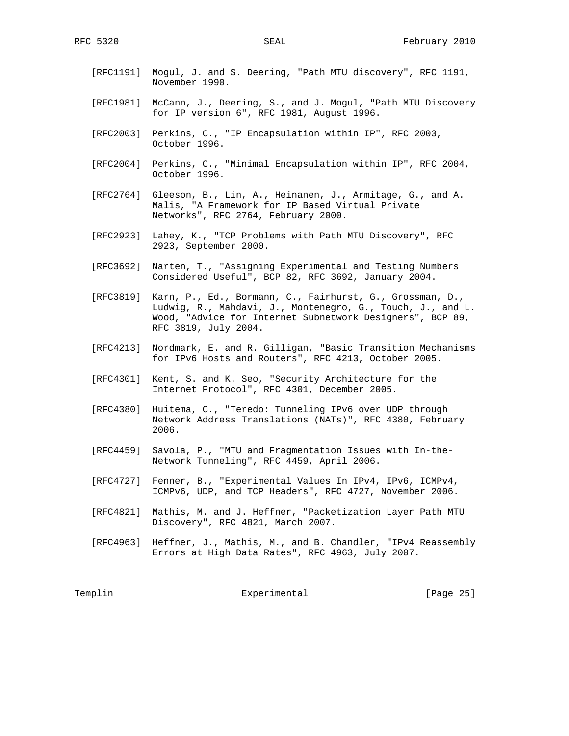[RFC1191] Mogul, J. and S. Deering, "Path MTU discovery", RFC 1191, November 1990.

[RFC1981] McCann, J., Deering, S., and J. Mogul, "Path MTU Discovery for IP version 6", RFC 1981, August 1996.

[RFC2003] Perkins, C., "IP Encapsulation within IP", RFC 2003, October 1996.

[RFC2004] Perkins, C., "Minimal Encapsulation within IP", RFC 2004, October 1996.

[RFC2764] Gleeson, B., Lin, A., Heinanen, J., Armitage, G., and A. Malis, "A Framework for IP Based Virtual Private Networks", RFC 2764, February 2000.

[RFC2923] Lahey, K., "TCP Problems with Path MTU Discovery", RFC 2923, September 2000.

[RFC3692] Narten, T., "Assigning Experimental and Testing Numbers Considered Useful", BCP 82, RFC 3692, January 2004.

[RFC3819] Karn, P., Ed., Bormann, C., Fairhurst, G., Grossman, D., Ludwig, R., Mahdavi, J., Montenegro, G., Touch, J., and L. Wood, "Advice for Internet Subnetwork Designers", BCP 89, RFC 3819, July 2004.

[RFC4213] Nordmark, E. and R. Gilligan, "Basic Transition Mechanisms for IPv6 Hosts and Routers", RFC 4213, October 2005.

[RFC4301] Kent, S. and K. Seo, "Security Architecture for the Internet Protocol", RFC 4301, December 2005.

[RFC4380] Huitema, C., "Teredo: Tunneling IPv6 over UDP through Network Address Translations (NATs)", RFC 4380, February 2006.

[RFC4459] Savola, P., "MTU and Fragmentation Issues with In-the-Network Tunneling", RFC 4459, April 2006.

[RFC4727] Fenner, B., "Experimental Values In IPv4, IPv6, ICMPv4, ICMPv6, UDP, and TCP Headers", RFC 4727, November 2006.

[RFC4821] Mathis, M. and J. Heffner, "Packetization Layer Path MTU Discovery", RFC 4821, March 2007.

[RFC4963] Heffner, J., Mathis, M., and B. Chandler, "IPv4 Reassembly Errors at High Data Rates", RFC 4963, July 2007.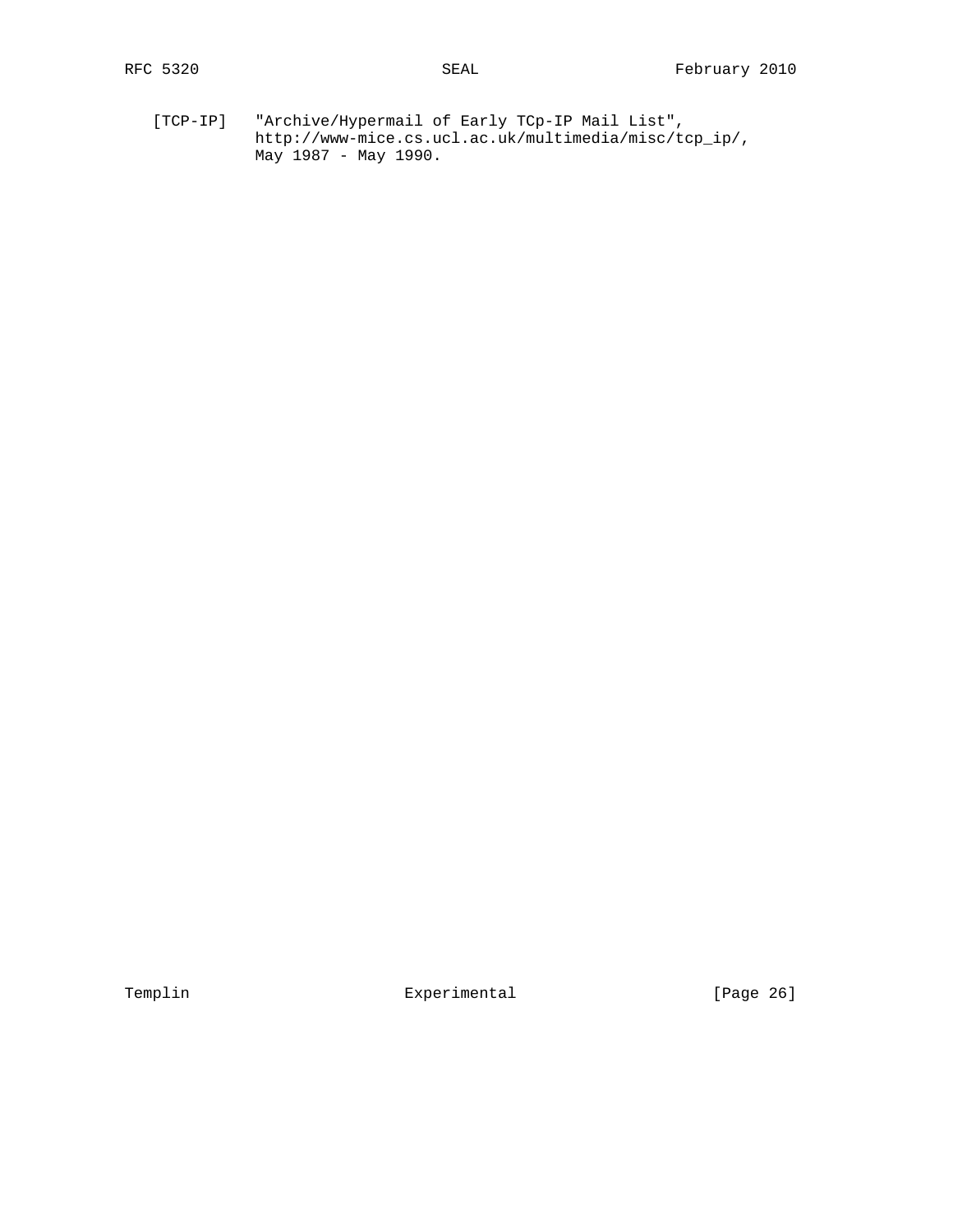[TCP-IP] "Archive/Hypermail of Early TCp-IP Mail List", http://www-mice.cs.ucl.ac.uk/multimedia/misc/tcp_ip/, May 1987 - May 1990.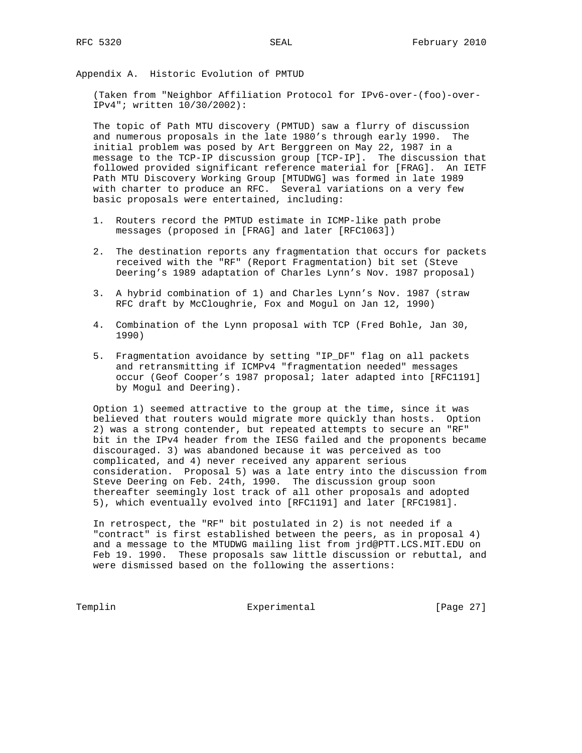## Appendix A. Historic Evolution of PMTUD

(Taken from "Neighbor Affiliation Protocol for IPv6-over-(foo)-over-IPv4"; written 10/30/2002):

The topic of Path MTU discovery (PMTUD) saw a flurry of discussion and numerous proposals in the late 1980's through early 1990. The initial problem was posed by Art Berggreen on May 22, 1987 in a message to the TCP-IP discussion group [TCP-IP]. The discussion that followed provided significant reference material for [FRAG]. An IETF Path MTU Discovery Working Group [MTUDWG] was formed in late 1989 with charter to produce an RFC. Several variations on a very few basic proposals were entertained, including:

1. Routers record the PMTUD estimate in ICMP-like path probe messages (proposed in [FRAG] and later [RFC1063])
2. The destination reports any fragmentation that occurs for packets received with the "RF" (Report Fragmentation) bit set (Steve Deering's 1989 adaptation of Charles Lynn's Nov. 1987 proposal)
3. A hybrid combination of 1) and Charles Lynn's Nov. 1987 (straw RFC draft by McCloughrie, Fox and Mogul on Jan 12, 1990)
4. Combination of the Lynn proposal with TCP (Fred Bohle, Jan 30, 1990)
5. Fragmentation avoidance by setting "IP_DF" flag on all packets and retransmitting if ICMPv4 "fragmentation needed" messages occur (Geof Cooper's 1987 proposal; later adapted into [RFC1191] by Mogul and Deering).

Option 1) seemed attractive to the group at the time, since it was believed that routers would migrate more quickly than hosts. Option 2) was a strong contender, but repeated attempts to secure an "RF" bit in the IPv4 header from the IESG failed and the proponents became discouraged. 3) was abandoned because it was perceived as too complicated, and 4) never received any apparent serious consideration. Proposal 5) was a late entry into the discussion from Steve Deering on Feb. 24th, 1990. The discussion group soon thereafter seemingly lost track of all other proposals and adopted 5), which eventually evolved into [RFC1191] and later [RFC1981].

In retrospect, the "RF" bit postulated in 2) is not needed if a "contract" is first established between the peers, as in proposal 4) and a message to the MTUDWG mailing list from jrd@PTT.LCS.MIT.EDU on Feb 19. 1990. These proposals saw little discussion or rebuttal, and were dismissed based on the following the assertions: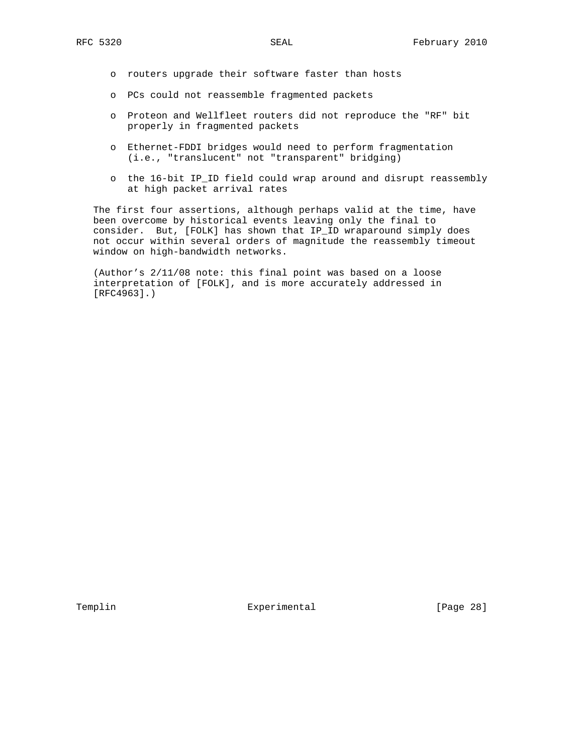- routers upgrade their software faster than hosts

- PCs could not reassemble fragmented packets

- Proteon and Wellfleet routers did not reproduce the "RF" bit properly in fragmented packets

- Ethernet-FDDI bridges would need to perform fragmentation (i.e., "translucent" not "transparent" bridging)

- the 16-bit IP_ID field could wrap around and disrupt reassembly at high packet arrival rates

The first four assertions, although perhaps valid at the time, have been overcome by historical events leaving only the final to consider. But, [FOLK] has shown that IP_ID wraparound simply does not occur within several orders of magnitude the reassembly timeout window on high-bandwidth networks.

(Author’s 2/11/08 note: this final point was based on a loose interpretation of [FOLK], and is more accurately addressed in [RFC4963].)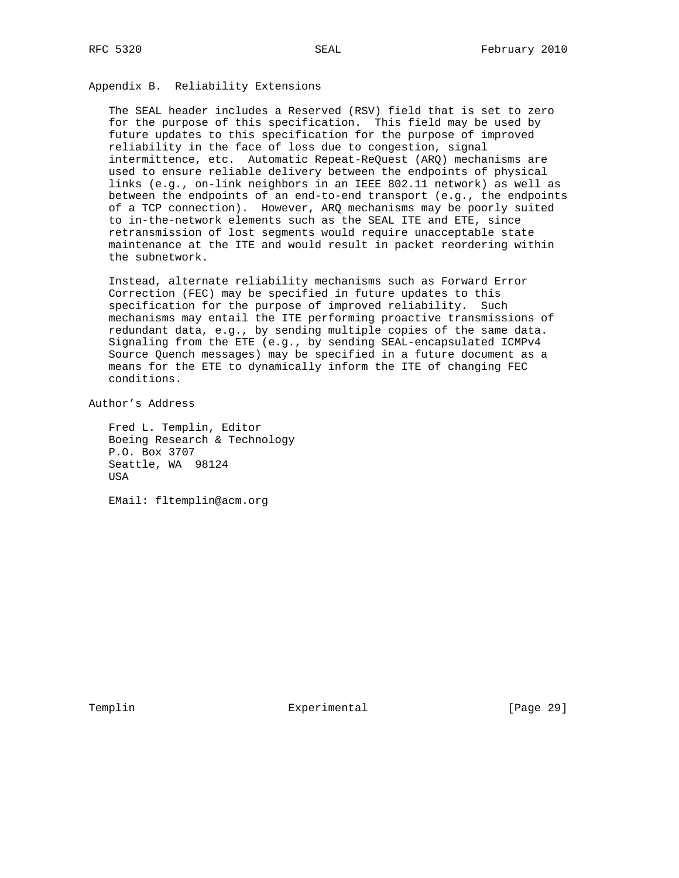## Appendix B. Reliability Extensions

The SEAL header includes a Reserved (RSV) field that is set to zero for the purpose of this specification. This field may be used by future updates to this specification for the purpose of improved reliability in the face of loss due to congestion, signal intermittence, etc. Automatic Repeat-ReQuest (ARQ) mechanisms are used to ensure reliable delivery between the endpoints of physical links (e.g., on-link neighbors in an IEEE 802.11 network) as well as between the endpoints of an end-to-end transport (e.g., the endpoints of a TCP connection). However, ARQ mechanisms may be poorly suited to in-the-network elements such as the SEAL ITE and ETE, since retransmission of lost segments would require unacceptable state maintenance at the ITE and would result in packet reordering within the subnetwork.

Instead, alternate reliability mechanisms such as Forward Error Correction (FEC) may be specified in future updates to this specification for the purpose of improved reliability. Such mechanisms may entail the ITE performing proactive transmissions of redundant data, e.g., by sending multiple copies of the same data. Signaling from the ETE (e.g., by sending SEAL-encapsulated ICMPv4 Source Quench messages) may be specified in a future document as a means for the ETE to dynamically inform the ITE of changing FEC conditions.

## Author's Address

Fred L. Templin, Editor
Boeing Research & Technology
P.O. Box 3707
Seattle, WA 98124
USA

EMail: fltemplin@acm.org